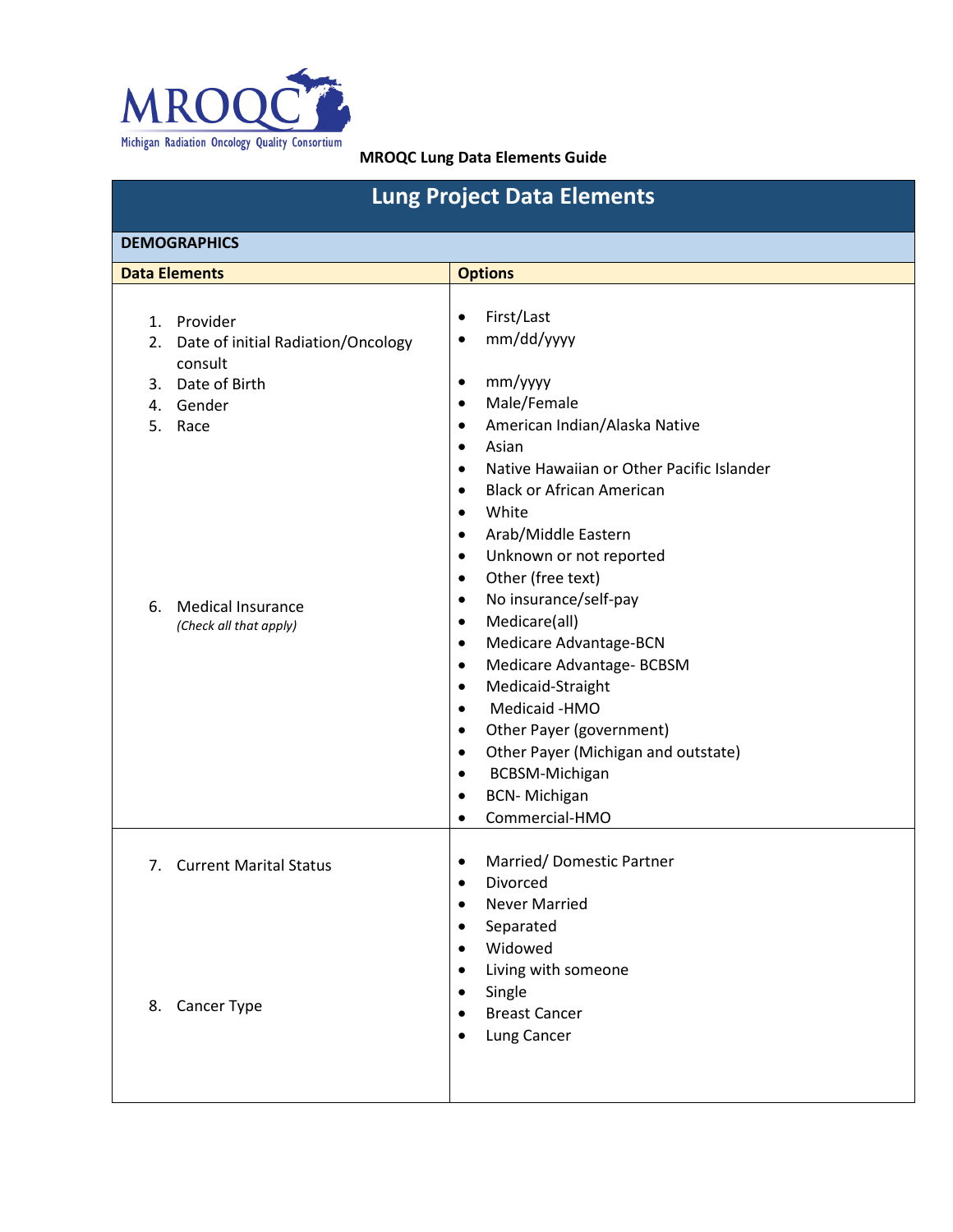MRQOC

Michigan Radiation Oncology Quality Consortium

**MRQOC Lung Data Elements Guide**

# Lung Project Data Elements

## DEMOGRAPHICS

| Data Elements | Options |
|---|---|
| 1. Provider | • First/Last |
| 2. Date of initial Radiation/Oncology consult | • mm/dd/yyyy |
| 3. Date of Birth | • mm/yyyy |
| 4. Gender | • Male/Female |
| 5. Race | • American Indian/Alaska Native<br>• Asian<br>• Native Hawaiian or Other Pacific Islander<br>• Black or African American<br>• White<br>• Arab/Middle Eastern<br>• Unknown or not reported<br>• Other (free text) |
| 6. Medical Insurance *(Check all that apply)* | • No insurance/self-pay<br>• Medicare(all)<br>• Medicare Advantage-BCN<br>• Medicare Advantage- BCBSM<br>• Medicaid-Straight<br>• Medicaid -HMO<br>• Other Payer (government)<br>• Other Payer (Michigan and outstate)<br>• BCBSM-Michigan<br>• BCN- Michigan<br>• Commercial-HMO |
| 7. Current Marital Status | • Married/ Domestic Partner<br>• Divorced<br>• Never Married<br>• Separated<br>• Widowed<br>• Living with someone<br>• Single |
| 8. Cancer Type | • Breast Cancer<br>• Lung Cancer |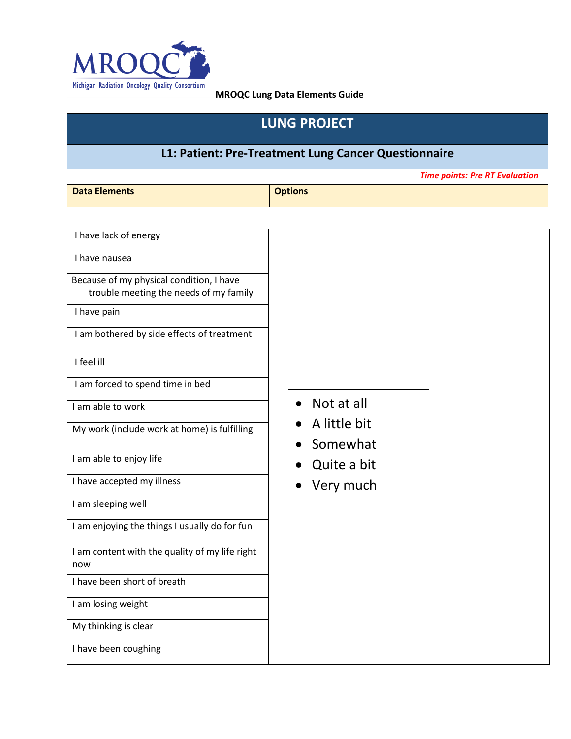MROQC

Michigan Radiation Oncology Quality Consortium

**MROQC Lung Data Elements Guide**

# LUNG PROJECT

## L1: Patient: Pre-Treatment Lung Cancer Questionnaire

*Time points: Pre RT Evaluation*

| Data Elements | Options |
|---|---|
| I have lack of energy | • Not at all<br>• A little bit<br>• Somewhat<br>• Quite a bit<br>• Very much |
| I have nausea | |
| Because of my physical condition, I have trouble meeting the needs of my family | |
| I have pain | |
| I am bothered by side effects of treatment | |
| I feel ill | |
| I am forced to spend time in bed | |
| I am able to work | |
| My work (include work at home) is fulfilling | |
| I am able to enjoy life | |
| I have accepted my illness | |
| I am sleeping well | |
| I am enjoying the things I usually do for fun | |
| I am content with the quality of my life right now | |
| I have been short of breath | |
| I am losing weight | |
| My thinking is clear | |
| I have been coughing | |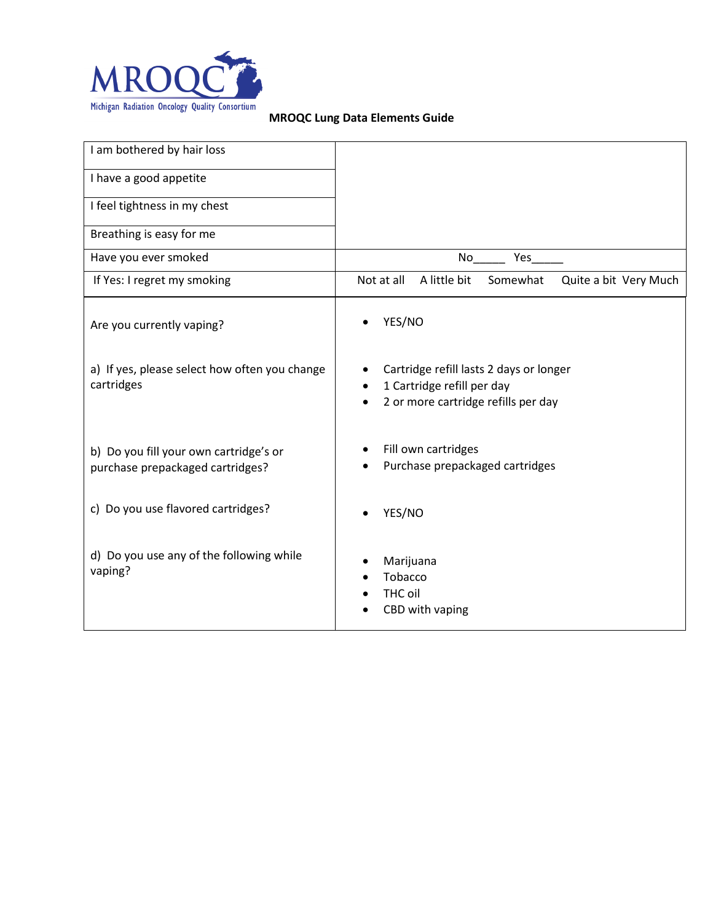**MRQOC**
Michigan Radiation Oncology Quality Consortium

**MRQOC Lung Data Elements Guide**

| | |
|---|---|
| I am bothered by hair loss | |
| I have a good appetite | |
| I feel tightness in my chest | |
| Breathing is easy for me | |
| Have you ever smoked | No_____ Yes_____ |
| If Yes: I regret my smoking | Not at all A little bit Somewhat Quite a bit Very Much |
| Are you currently vaping? | • YES/NO |
| a) If yes, please select how often you change cartridges | • Cartridge refill lasts 2 days or longer<br>• 1 Cartridge refill per day<br>• 2 or more cartridge refills per day |
| b) Do you fill your own cartridge's or purchase prepackaged cartridges? | • Fill own cartridges<br>• Purchase prepackaged cartridges |
| c) Do you use flavored cartridges? | • YES/NO |
| d) Do you use any of the following while vaping? | • Marijuana<br>• Tobacco<br>• THC oil<br>• CBD with vaping |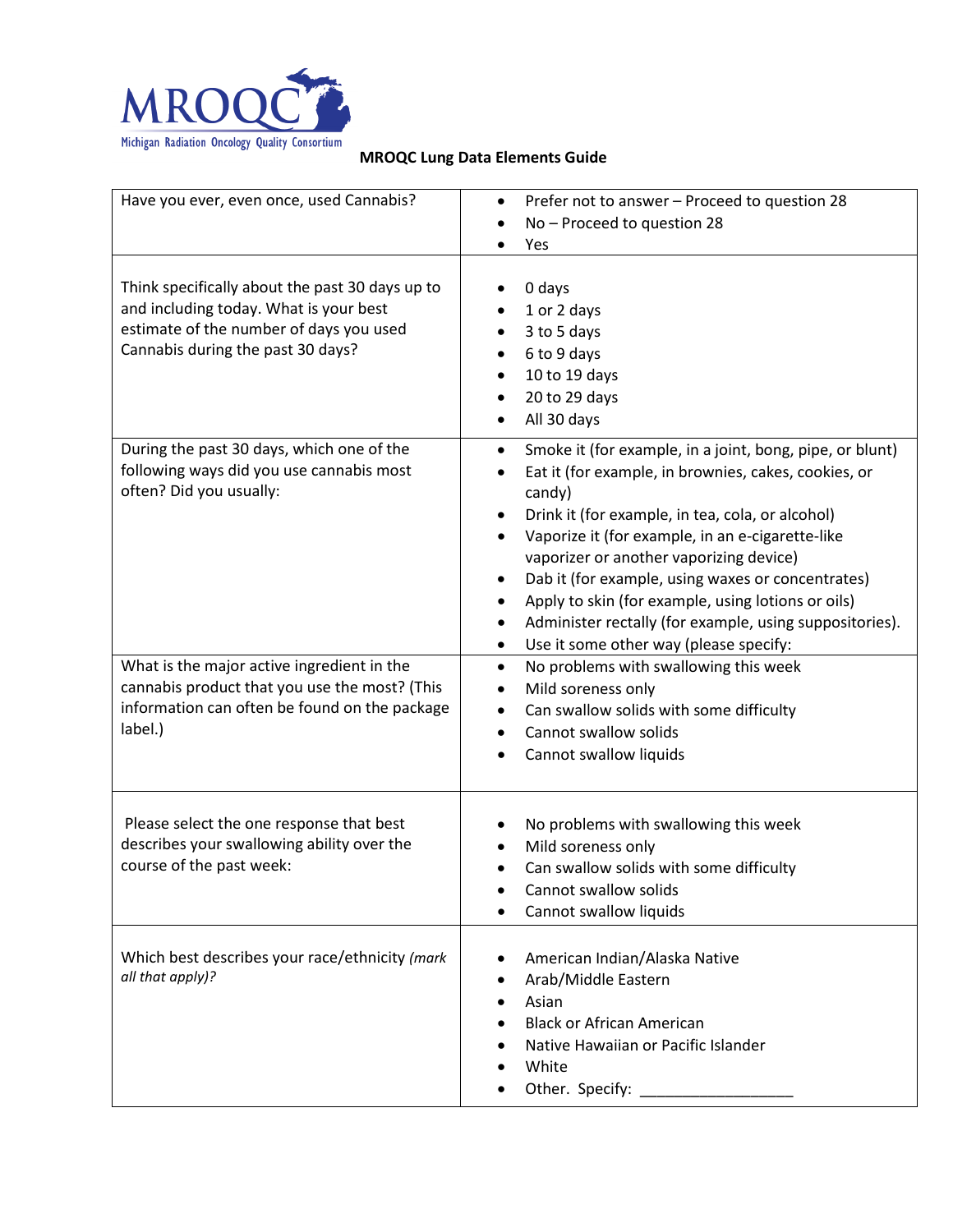MRQOC
Michigan Radiation Oncology Quality Consortium

**MROQC Lung Data Elements Guide**

| | |
|---|---|
| Have you ever, even once, used Cannabis? | • Prefer not to answer – Proceed to question 28<br>• No – Proceed to question 28<br>• Yes |
| Think specifically about the past 30 days up to and including today. What is your best estimate of the number of days you used Cannabis during the past 30 days? | • 0 days<br>• 1 or 2 days<br>• 3 to 5 days<br>• 6 to 9 days<br>• 10 to 19 days<br>• 20 to 29 days<br>• All 30 days |
| During the past 30 days, which one of the following ways did you use cannabis most often? Did you usually: | • Smoke it (for example, in a joint, bong, pipe, or blunt)<br>• Eat it (for example, in brownies, cakes, cookies, or candy)<br>• Drink it (for example, in tea, cola, or alcohol)<br>• Vaporize it (for example, in an e-cigarette-like vaporizer or another vaporizing device)<br>• Dab it (for example, using waxes or concentrates)<br>• Apply to skin (for example, using lotions or oils)<br>• Administer rectally (for example, using suppositories).<br>• Use it some other way (please specify: |
| What is the major active ingredient in the cannabis product that you use the most? (This information can often be found on the package label.) | • No problems with swallowing this week<br>• Mild soreness only<br>• Can swallow solids with some difficulty<br>• Cannot swallow solids<br>• Cannot swallow liquids |
| Please select the one response that best describes your swallowing ability over the course of the past week: | • No problems with swallowing this week<br>• Mild soreness only<br>• Can swallow solids with some difficulty<br>• Cannot swallow solids<br>• Cannot swallow liquids |
| Which best describes your race/ethnicity *(mark all that apply)?* | • American Indian/Alaska Native<br>• Arab/Middle Eastern<br>• Asian<br>• Black or African American<br>• Native Hawaiian or Pacific Islander<br>• White<br>• Other. Specify: __________________ |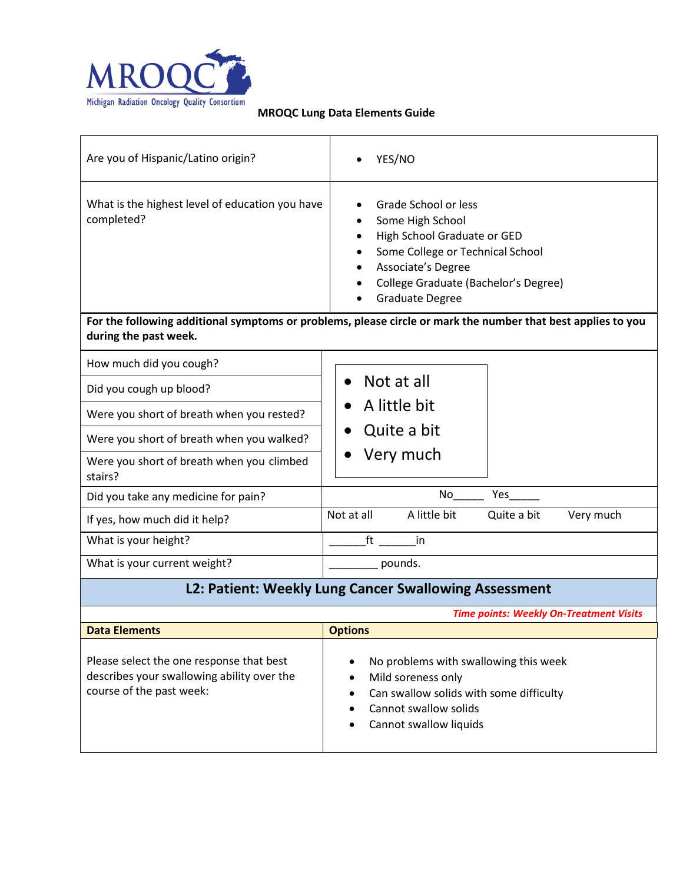**MROQC Lung Data Elements Guide**

| | |
|---|---|
| Are you of Hispanic/Latino origin? | • YES/NO |
| What is the highest level of education you have completed? | • Grade School or less<br>• Some High School<br>• High School Graduate or GED<br>• Some College or Technical School<br>• Associate's Degree<br>• College Graduate (Bachelor's Degree)<br>• Graduate Degree |

**For the following additional symptoms or problems, please circle or mark the number that best applies to you during the past week.**

| | |
|---|---|
| How much did you cough? | • Not at all<br>• A little bit<br>• Quite a bit<br>• Very much |
| Did you cough up blood? | |
| Were you short of breath when you rested? | |
| Were you short of breath when you walked? | |
| Were you short of breath when you climbed stairs? | |
| Did you take any medicine for pain? | No_____ Yes_____ |
| If yes, how much did it help? | Not at all A little bit Quite a bit Very much |
| What is your height? | ______ft ______in |
| What is your current weight? | ________ pounds. |

## L2: Patient: Weekly Lung Cancer Swallowing Assessment

*Time points: Weekly On-Treatment Visits*

| Data Elements | Options |
|---|---|
| Please select the one response that best describes your swallowing ability over the course of the past week: | • No problems with swallowing this week<br>• Mild soreness only<br>• Can swallow solids with some difficulty<br>• Cannot swallow solids<br>• Cannot swallow liquids |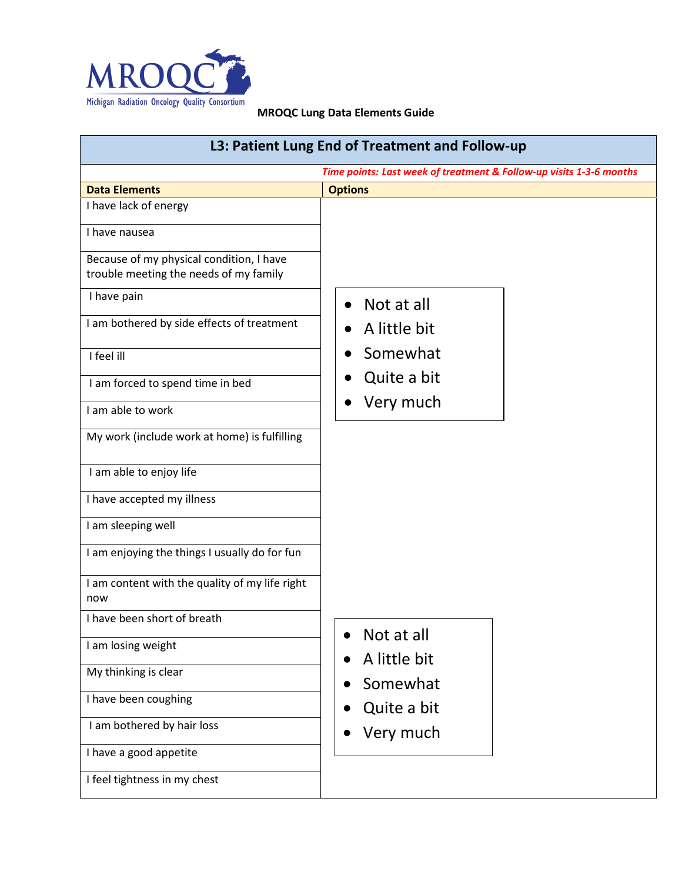MROQC

Michigan Radiation Oncology Quality Consortium

**MROQC Lung Data Elements Guide**

| L3: Patient Lung End of Treatment and Follow-up | |
|---|---|
| | *Time points: Last week of treatment & Follow-up visits 1-3-6 months* |
| **Data Elements** | **Options** |
| I have lack of energy | |
| I have nausea | |
| Because of my physical condition, I have trouble meeting the needs of my family | |
| I have pain | • Not at all<br>• A little bit<br>• Somewhat<br>• Quite a bit<br>• Very much |
| I am bothered by side effects of treatment | |
| I feel ill | |
| I am forced to spend time in bed | |
| I am able to work | |
| My work (include work at home) is fulfilling | |
| I am able to enjoy life | |
| I have accepted my illness | |
| I am sleeping well | |
| I am enjoying the things I usually do for fun | |
| I am content with the quality of my life right now | |
| I have been short of breath | |
| I am losing weight | • Not at all<br>• A little bit<br>• Somewhat<br>• Quite a bit<br>• Very much |
| My thinking is clear | |
| I have been coughing | |
| I am bothered by hair loss | |
| I have a good appetite | |
| I feel tightness in my chest | |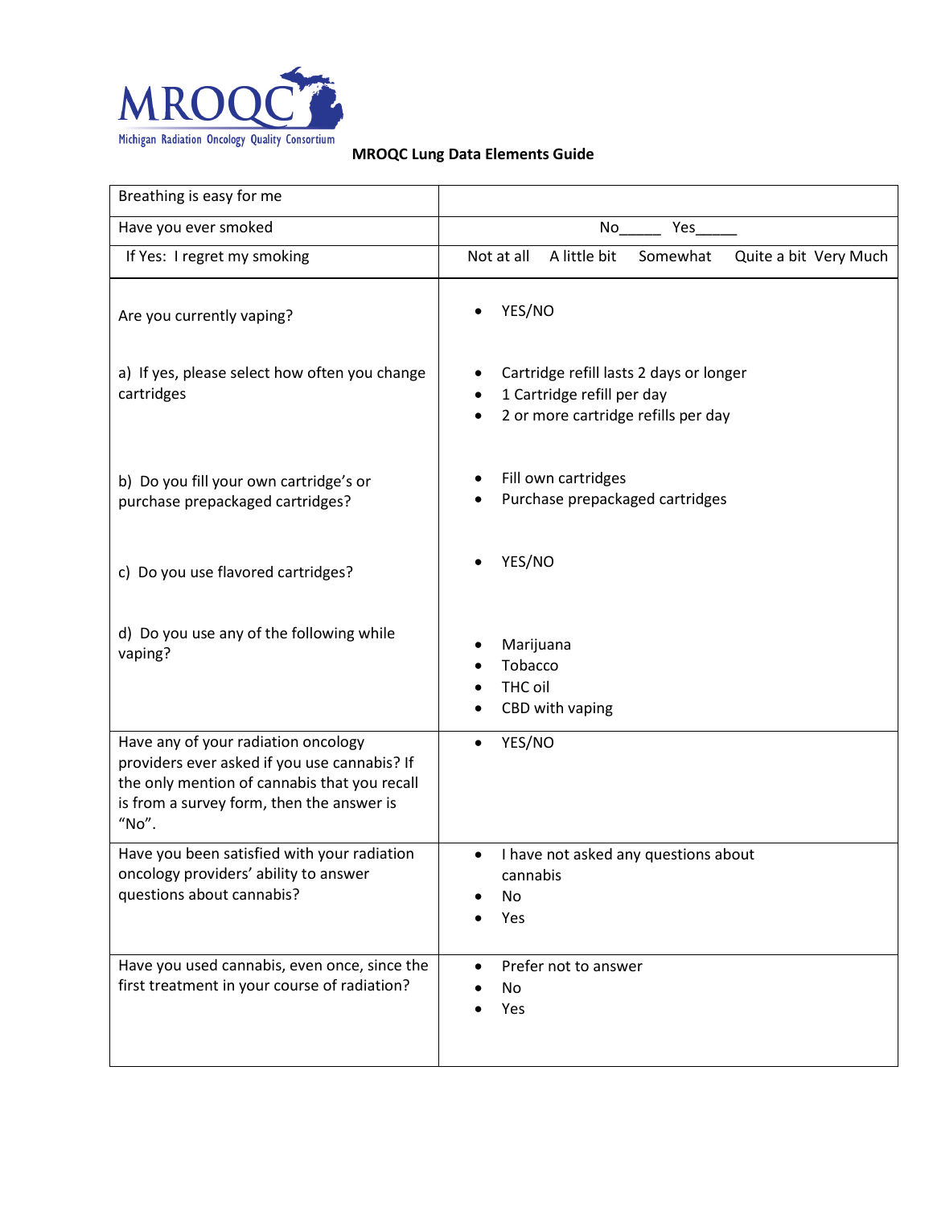MROQC
Michigan Radiation Oncology Quality Consortium

**MROQC Lung Data Elements Guide**

| | |
|---|---|
| Breathing is easy for me | |
| Have you ever smoked | No_____ Yes_____ |
| If Yes: I regret my smoking | Not at all A little bit Somewhat Quite a bit Very Much |
| Are you currently vaping? | • YES/NO |
| a) If yes, please select how often you change cartridges | • Cartridge refill lasts 2 days or longer<br>• 1 Cartridge refill per day<br>• 2 or more cartridge refills per day |
| b) Do you fill your own cartridge's or purchase prepackaged cartridges? | • Fill own cartridges<br>• Purchase prepackaged cartridges |
| c) Do you use flavored cartridges? | • YES/NO |
| d) Do you use any of the following while vaping? | • Marijuana<br>• Tobacco<br>• THC oil<br>• CBD with vaping |
| Have any of your radiation oncology providers ever asked if you use cannabis? If the only mention of cannabis that you recall is from a survey form, then the answer is "No". | • YES/NO |
| Have you been satisfied with your radiation oncology providers' ability to answer questions about cannabis? | • I have not asked any questions about cannabis<br>• No<br>• Yes |
| Have you used cannabis, even once, since the first treatment in your course of radiation? | • Prefer not to answer<br>• No<br>• Yes |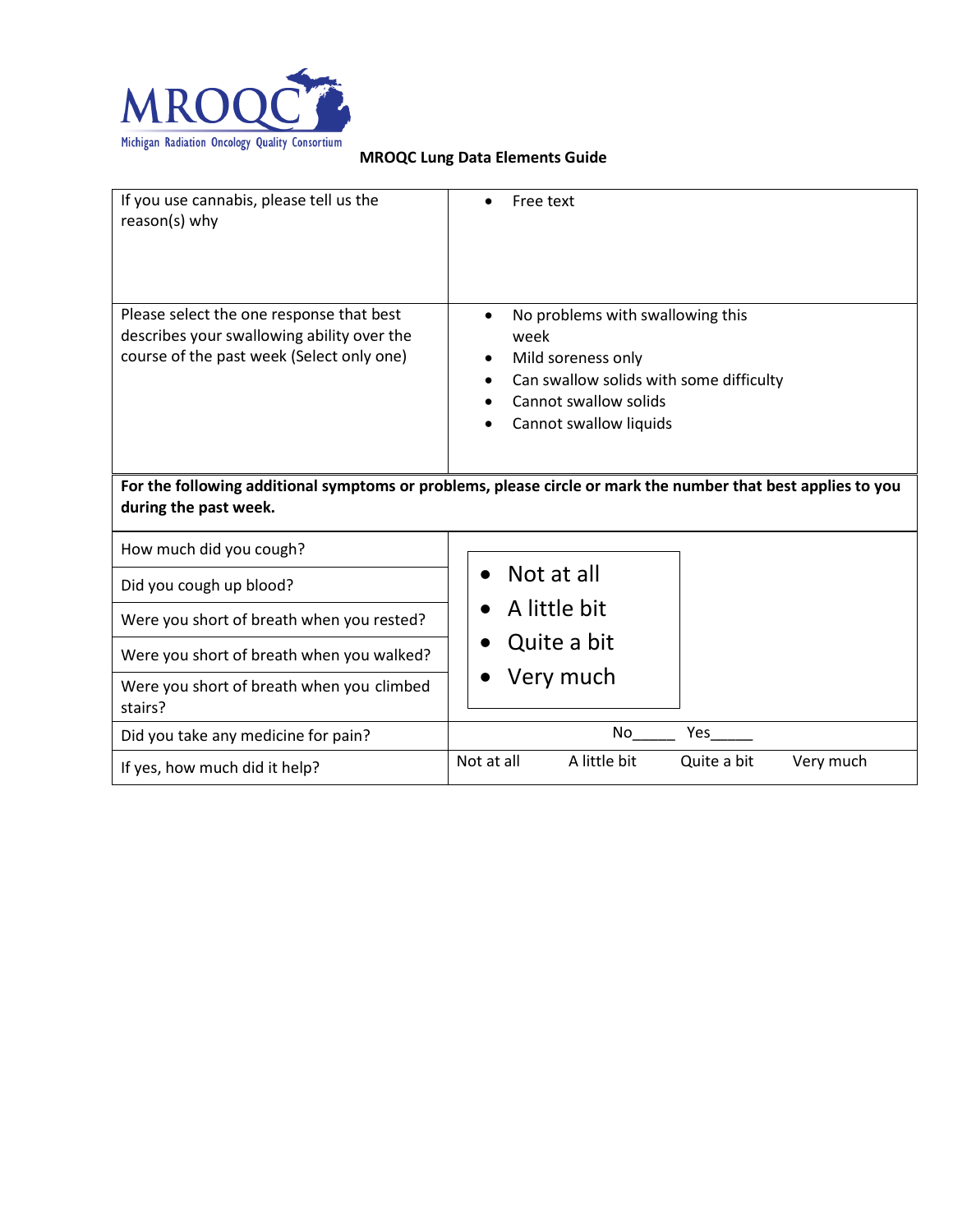MROQC
Michigan Radiation Oncology Quality Consortium

**MROQC Lung Data Elements Guide**

| | |
|---|---|
| If you use cannabis, please tell us the reason(s) why | • Free text |
| Please select the one response that best describes your swallowing ability over the course of the past week (Select only one) | • No problems with swallowing this week<br>• Mild soreness only<br>• Can swallow solids with some difficulty<br>• Cannot swallow solids<br>• Cannot swallow liquids |
| **For the following additional symptoms or problems, please circle or mark the number that best applies to you during the past week.** | |
| How much did you cough? | • Not at all<br>• A little bit<br>• Quite a bit<br>• Very much |
| Did you cough up blood? | |
| Were you short of breath when you rested? | |
| Were you short of breath when you walked? | |
| Were you short of breath when you climbed stairs? | |
| Did you take any medicine for pain? | No_____ Yes_____ |
| If yes, how much did it help? | Not at all A little bit Quite a bit Very much |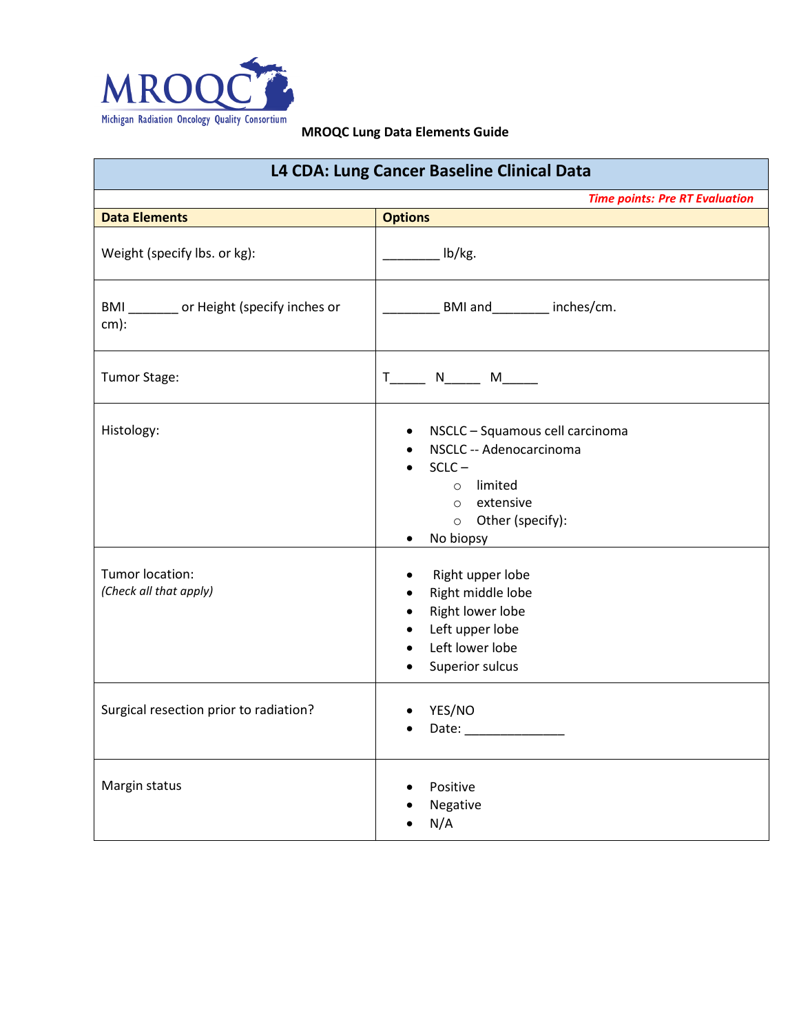MROQC Michigan Radiation Oncology Quality Consortium

**MROQC Lung Data Elements Guide**

| L4 CDA: Lung Cancer Baseline Clinical Data | |
|---|---|
| | ***Time points: Pre RT Evaluation*** |
| **Data Elements** | **Options** |
| Weight (specify lbs. or kg): | ________ lb/kg. |
| BMI _______ or Height (specify inches or cm): | ________ BMI and________ inches/cm. |
| Tumor Stage: | T_____ N_____ M_____ |
| Histology: | • NSCLC – Squamous cell carcinoma<br>• NSCLC -- Adenocarcinoma<br>• SCLC –<br>  ○ limited<br>  ○ extensive<br>  ○ Other (specify):<br>• No biopsy |
| Tumor location:<br>*(Check all that apply)* | • Right upper lobe<br>• Right middle lobe<br>• Right lower lobe<br>• Left upper lobe<br>• Left lower lobe<br>• Superior sulcus |
| Surgical resection prior to radiation? | • YES/NO<br>• Date: ______________ |
| Margin status | • Positive<br>• Negative<br>• N/A |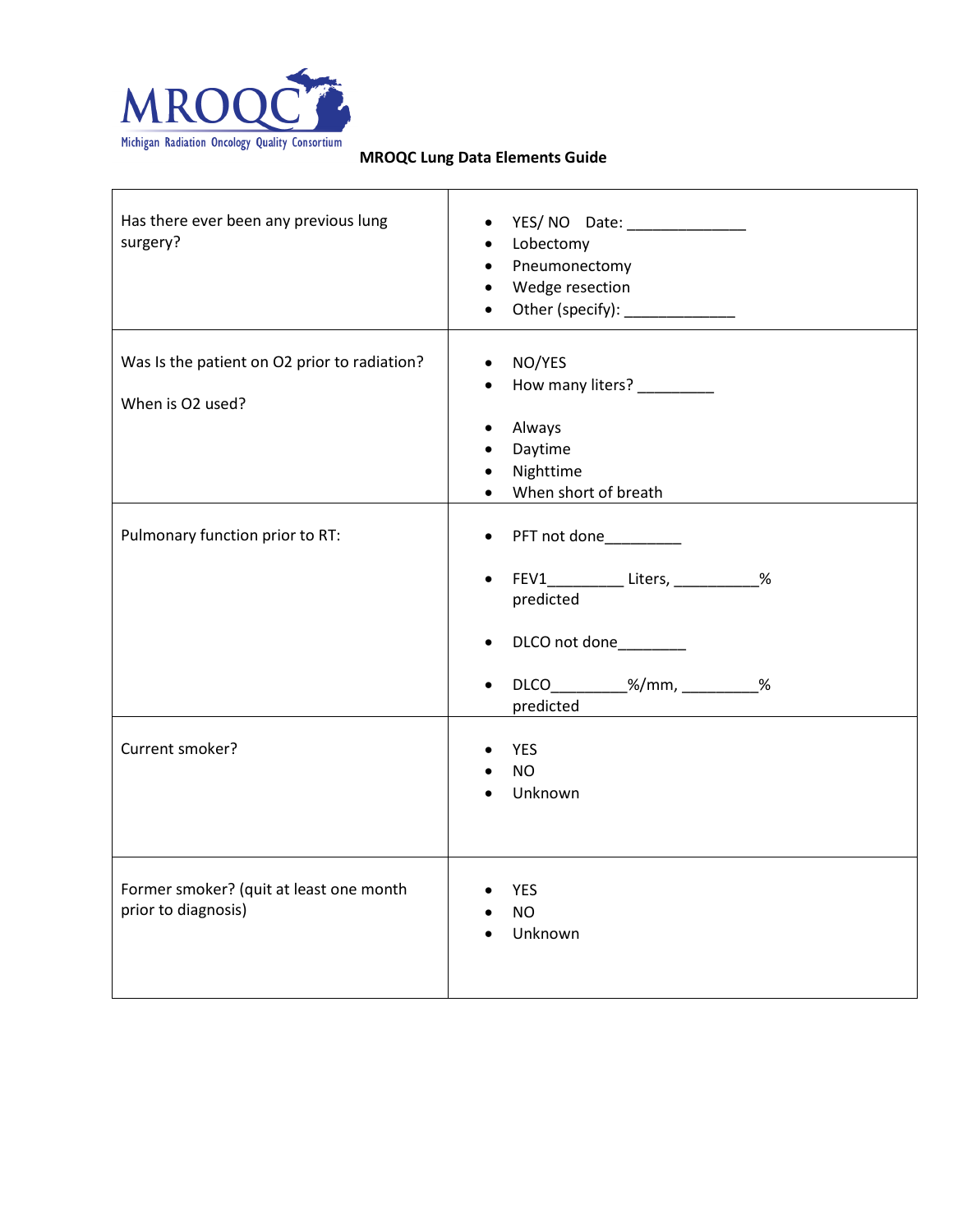MROQC
Michigan Radiation Oncology Quality Consortium

**MROQC Lung Data Elements Guide**

| | |
|---|---|
| Has there ever been any previous lung surgery? | • YES/ NO Date: ______________<br>• Lobectomy<br>• Pneumonectomy<br>• Wedge resection<br>• Other (specify): _____________ |
| Was Is the patient on O2 prior to radiation?<br><br>When is O2 used? | • NO/YES<br>• How many liters? _________<br><br>• Always<br>• Daytime<br>• Nighttime<br>• When short of breath |
| Pulmonary function prior to RT: | • PFT not done_________<br><br>• FEV1_________ Liters, __________% predicted<br><br>• DLCO not done________<br><br>• DLCO_________%/mm, _________% predicted |
| Current smoker? | • YES<br>• NO<br>• Unknown |
| Former smoker? (quit at least one month prior to diagnosis) | • YES<br>• NO<br>• Unknown |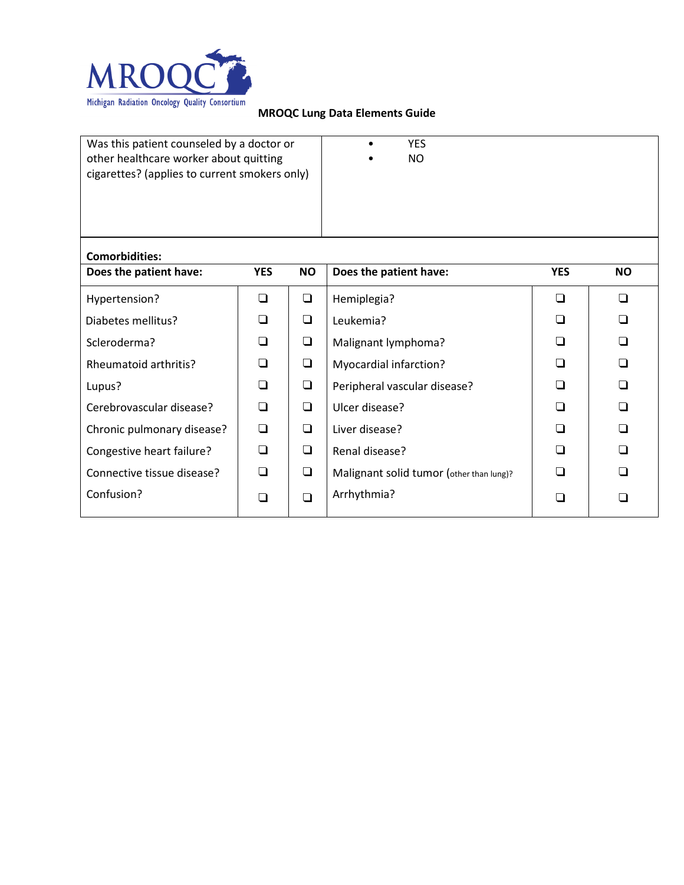MROQC

Michigan Radiation Oncology Quality Consortium

**MROQC Lung Data Elements Guide**

| Was this patient counseled by a doctor or other healthcare worker about quitting cigarettes? (applies to current smokers only) | • YES<br>• NO |
|---|---|

**Comorbidities:**

| Does the patient have: | YES | NO | Does the patient have: | YES | NO |
|---|---|---|---|---|---|
| Hypertension? | ❑ | ❑ | Hemiplegia? | ❑ | ❑ |
| Diabetes mellitus? | ❑ | ❑ | Leukemia? | ❑ | ❑ |
| Scleroderma? | ❑ | ❑ | Malignant lymphoma? | ❑ | ❑ |
| Rheumatoid arthritis? | ❑ | ❑ | Myocardial infarction? | ❑ | ❑ |
| Lupus? | ❑ | ❑ | Peripheral vascular disease? | ❑ | ❑ |
| Cerebrovascular disease? | ❑ | ❑ | Ulcer disease? | ❑ | ❑ |
| Chronic pulmonary disease? | ❑ | ❑ | Liver disease? | ❑ | ❑ |
| Congestive heart failure? | ❑ | ❑ | Renal disease? | ❑ | ❑ |
| Connective tissue disease? | ❑ | ❑ | Malignant solid tumor (other than lung)? | ❑ | ❑ |
| Confusion? | ❑ | ❑ | Arrhythmia? | ❑ | ❑ |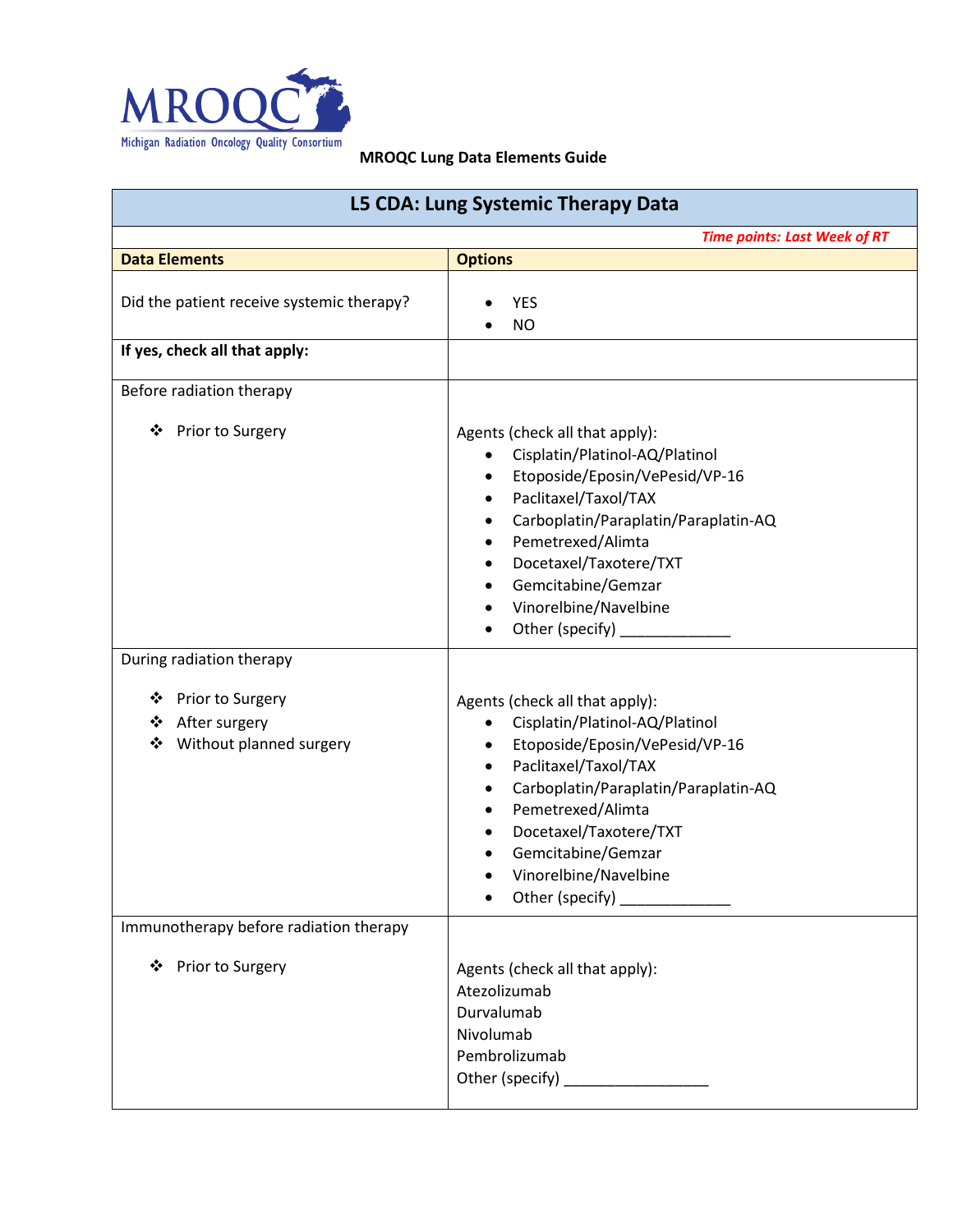**MROQC Lung Data Elements Guide**

| L5 CDA: Lung Systemic Therapy Data | |
|---|---|
| | *Time points: Last Week of RT* |
| **Data Elements** | **Options** |
| Did the patient receive systemic therapy? | • YES<br>• NO |
| **If yes, check all that apply:** | |
| Before radiation therapy<br><br>❖ Prior to Surgery | Agents (check all that apply):<br>• Cisplatin/Platinol-AQ/Platinol<br>• Etoposide/Eposin/VePesid/VP-16<br>• Paclitaxel/Taxol/TAX<br>• Carboplatin/Paraplatin/Paraplatin-AQ<br>• Pemetrexed/Alimta<br>• Docetaxel/Taxotere/TXT<br>• Gemcitabine/Gemzar<br>• Vinorelbine/Navelbine<br>• Other (specify) _____________ |
| During radiation therapy<br><br>❖ Prior to Surgery<br>❖ After surgery<br>❖ Without planned surgery | Agents (check all that apply):<br>• Cisplatin/Platinol-AQ/Platinol<br>• Etoposide/Eposin/VePesid/VP-16<br>• Paclitaxel/Taxol/TAX<br>• Carboplatin/Paraplatin/Paraplatin-AQ<br>• Pemetrexed/Alimta<br>• Docetaxel/Taxotere/TXT<br>• Gemcitabine/Gemzar<br>• Vinorelbine/Navelbine<br>• Other (specify) _____________ |
| Immunotherapy before radiation therapy<br><br>❖ Prior to Surgery | Agents (check all that apply):<br>Atezolizumab<br>Durvalumab<br>Nivolumab<br>Pembrolizumab<br>Other (specify) _________________ |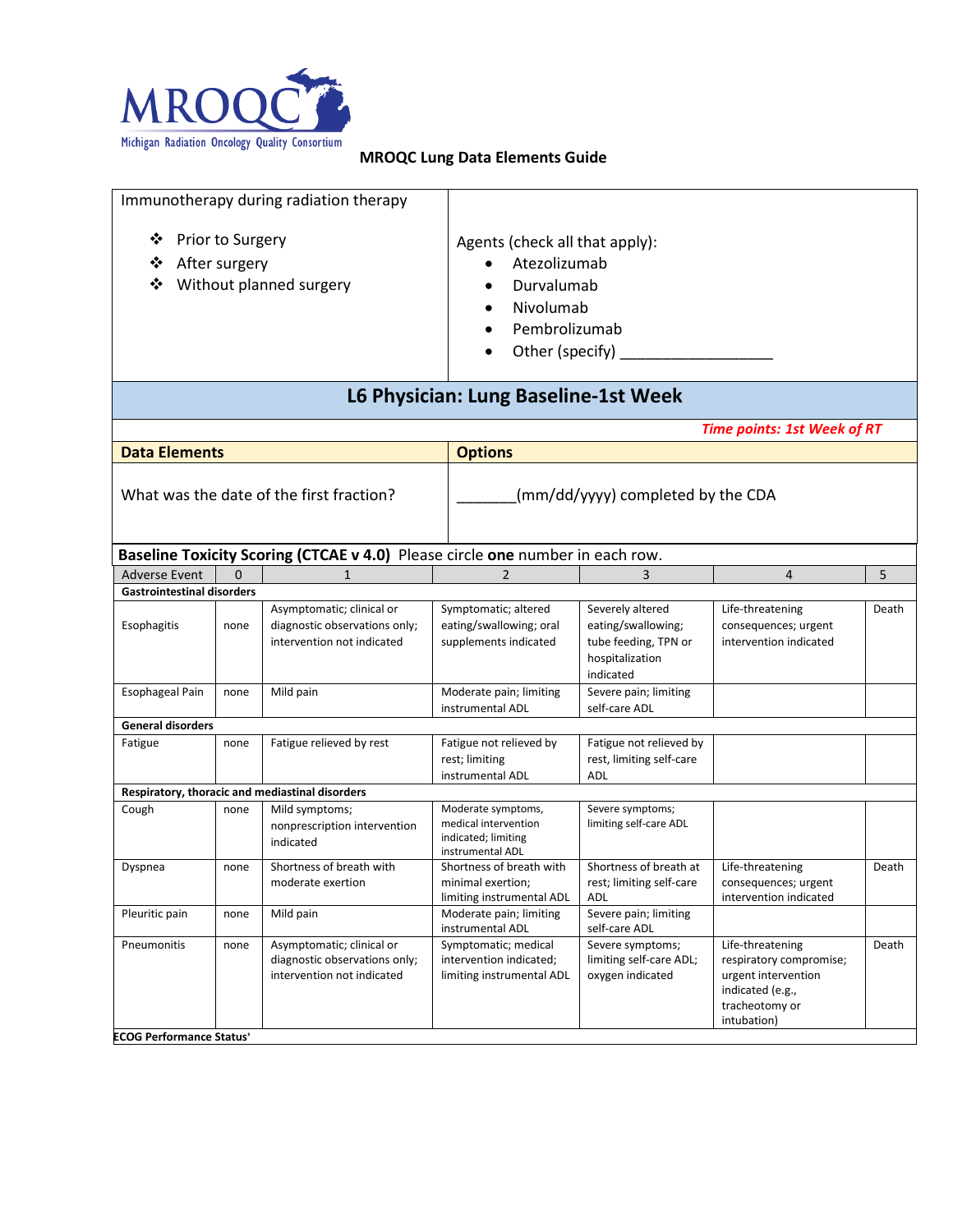MRQOC Michigan Radiation Oncology Quality Consortium

**MROQC Lung Data Elements Guide**

| Immunotherapy during radiation therapy | |
|---|---|
| ❖ Prior to Surgery<br>❖ After surgery<br>❖ Without planned surgery | Agents (check all that apply):<br>• Atezolizumab<br>• Durvalumab<br>• Nivolumab<br>• Pembrolizumab<br>• Other (specify) __________________ |

## L6 Physician: Lung Baseline-1st Week

*Time points: 1st Week of RT*

| Data Elements | Options |
|---|---|
| What was the date of the first fraction? | _______(mm/dd/yyyy) completed by the CDA |

**Baseline Toxicity Scoring (CTCAE v 4.0)** Please circle **one** number in each row.

| Adverse Event | 0 | 1 | 2 | 3 | 4 | 5 |
|---|---|---|---|---|---|---|
| **Gastrointestinal disorders** | | | | | | |
| Esophagitis | none | Asymptomatic; clinical or diagnostic observations only; intervention not indicated | Symptomatic; altered eating/swallowing; oral supplements indicated | Severely altered eating/swallowing; tube feeding, TPN or hospitalization indicated | Life-threatening consequences; urgent intervention indicated | Death |
| Esophageal Pain | none | Mild pain | Moderate pain; limiting instrumental ADL | Severe pain; limiting self-care ADL | | |
| **General disorders** | | | | | | |
| Fatigue | none | Fatigue relieved by rest | Fatigue not relieved by rest; limiting instrumental ADL | Fatigue not relieved by rest, limiting self-care ADL | | |
| **Respiratory, thoracic and mediastinal disorders** | | | | | | |
| Cough | none | Mild symptoms; nonprescription intervention indicated | Moderate symptoms, medical intervention indicated; limiting instrumental ADL | Severe symptoms; limiting self-care ADL | | |
| Dyspnea | none | Shortness of breath with moderate exertion | Shortness of breath with minimal exertion; limiting instrumental ADL | Shortness of breath at rest; limiting self-care ADL | Life-threatening consequences; urgent intervention indicated | Death |
| Pleuritic pain | none | Mild pain | Moderate pain; limiting instrumental ADL | Severe pain; limiting self-care ADL | | |
| Pneumonitis | none | Asymptomatic; clinical or diagnostic observations only; intervention not indicated | Symptomatic; medical intervention indicated; limiting instrumental ADL | Severe symptoms; limiting self-care ADL; oxygen indicated | Life-threatening respiratory compromise; urgent intervention indicated (e.g., tracheotomy or intubation) | Death |
| **ECOG Performance Status'** | | | | | | |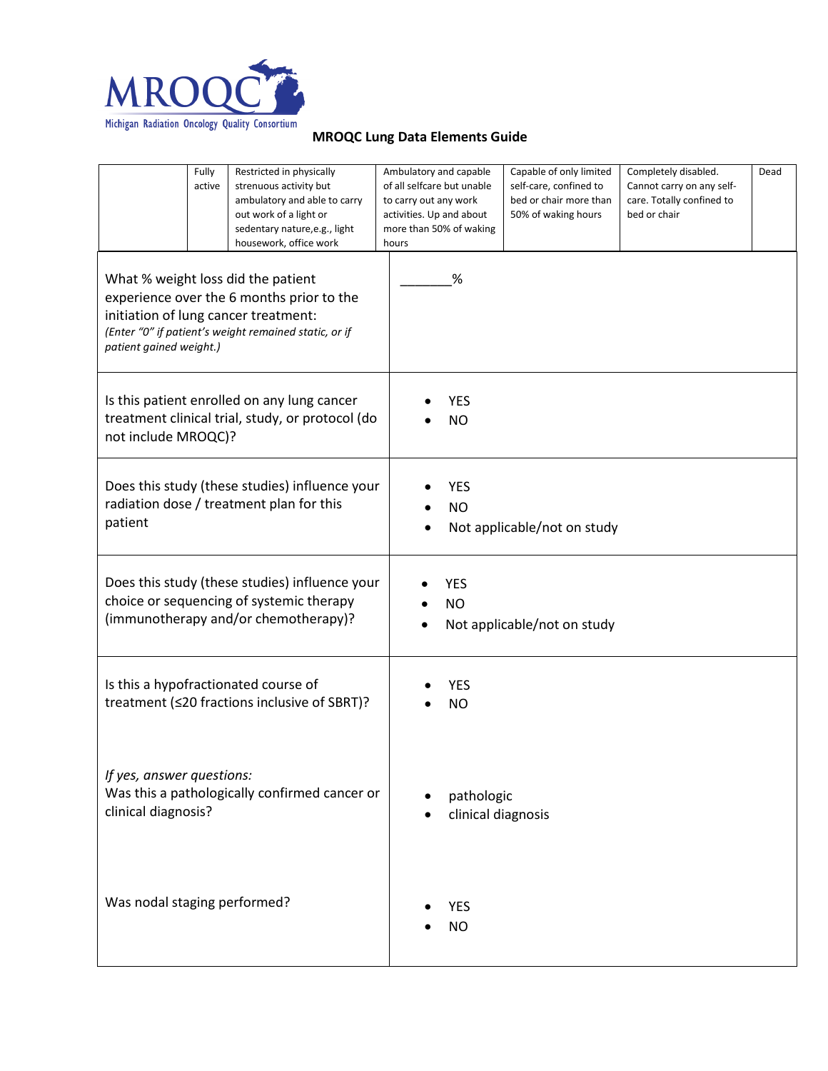**MROQC Lung Data Elements Guide**

| | Fully active | Restricted in physically strenuous activity but ambulatory and able to carry out work of a light or sedentary nature,e.g., light housework, office work | Ambulatory and capable of all selfcare but unable to carry out any work activities. Up and about more than 50% of waking hours | Capable of only limited self-care, confined to bed or chair more than 50% of waking hours | Completely disabled. Cannot carry on any self-care. Totally confined to bed or chair | Dead |
|---|---|---|---|---|---|---|

| Question | Response |
|---|---|
| What % weight loss did the patient experience over the 6 months prior to the initiation of lung cancer treatment: *(Enter "0" if patient's weight remained static, or if patient gained weight.)* | _______% |
| Is this patient enrolled on any lung cancer treatment clinical trial, study, or protocol (do not include MROQC)? | • YES<br>• NO |
| Does this study (these studies) influence your radiation dose / treatment plan for this patient | • YES<br>• NO<br>• Not applicable/not on study |
| Does this study (these studies) influence your choice or sequencing of systemic therapy (immunotherapy and/or chemotherapy)? | • YES<br>• NO<br>• Not applicable/not on study |
| Is this a hypofractionated course of treatment (≤20 fractions inclusive of SBRT)? | • YES<br>• NO |
| *If yes, answer questions:*<br>Was this a pathologically confirmed cancer or clinical diagnosis? | • pathologic<br>• clinical diagnosis |
| Was nodal staging performed? | • YES<br>• NO |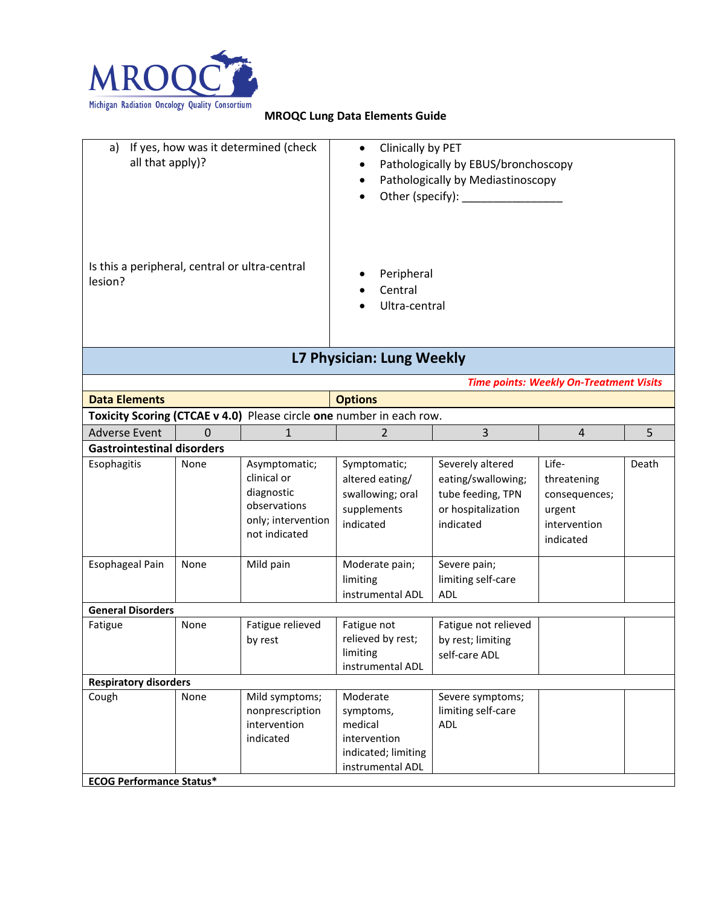**MROQC Lung Data Elements Guide**

| | |
|---|---|
| a) If yes, how was it determined (check all that apply)? | • Clinically by PET<br>• Pathologically by EBUS/bronchoscopy<br>• Pathologically by Mediastinoscopy<br>• Other (specify): ________________ |
| Is this a peripheral, central or ultra-central lesion? | • Peripheral<br>• Central<br>• Ultra-central |

## L7 Physician: Lung Weekly

*Time points: Weekly On-Treatment Visits*

**Data Elements** | **Options**

**Toxicity Scoring (CTCAE v 4.0)** Please circle **one** number in each row.

| Adverse Event | 0 | 1 | 2 | 3 | 4 | 5 |
|---|---|---|---|---|---|---|
| **Gastrointestinal disorders** | | | | | | |
| Esophagitis | None | Asymptomatic; clinical or diagnostic observations only; intervention not indicated | Symptomatic; altered eating/ swallowing; oral supplements indicated | Severely altered eating/swallowing; tube feeding, TPN or hospitalization indicated | Life-threatening consequences; urgent intervention indicated | Death |
| Esophageal Pain | None | Mild pain | Moderate pain; limiting instrumental ADL | Severe pain; limiting self-care ADL | | |
| **General Disorders** | | | | | | |
| Fatigue | None | Fatigue relieved by rest | Fatigue not relieved by rest; limiting instrumental ADL | Fatigue not relieved by rest; limiting self-care ADL | | |
| **Respiratory disorders** | | | | | | |
| Cough | None | Mild symptoms; nonprescription intervention indicated | Moderate symptoms, medical intervention indicated; limiting instrumental ADL | Severe symptoms; limiting self-care ADL | | |
| **ECOG Performance Status*** | | | | | | |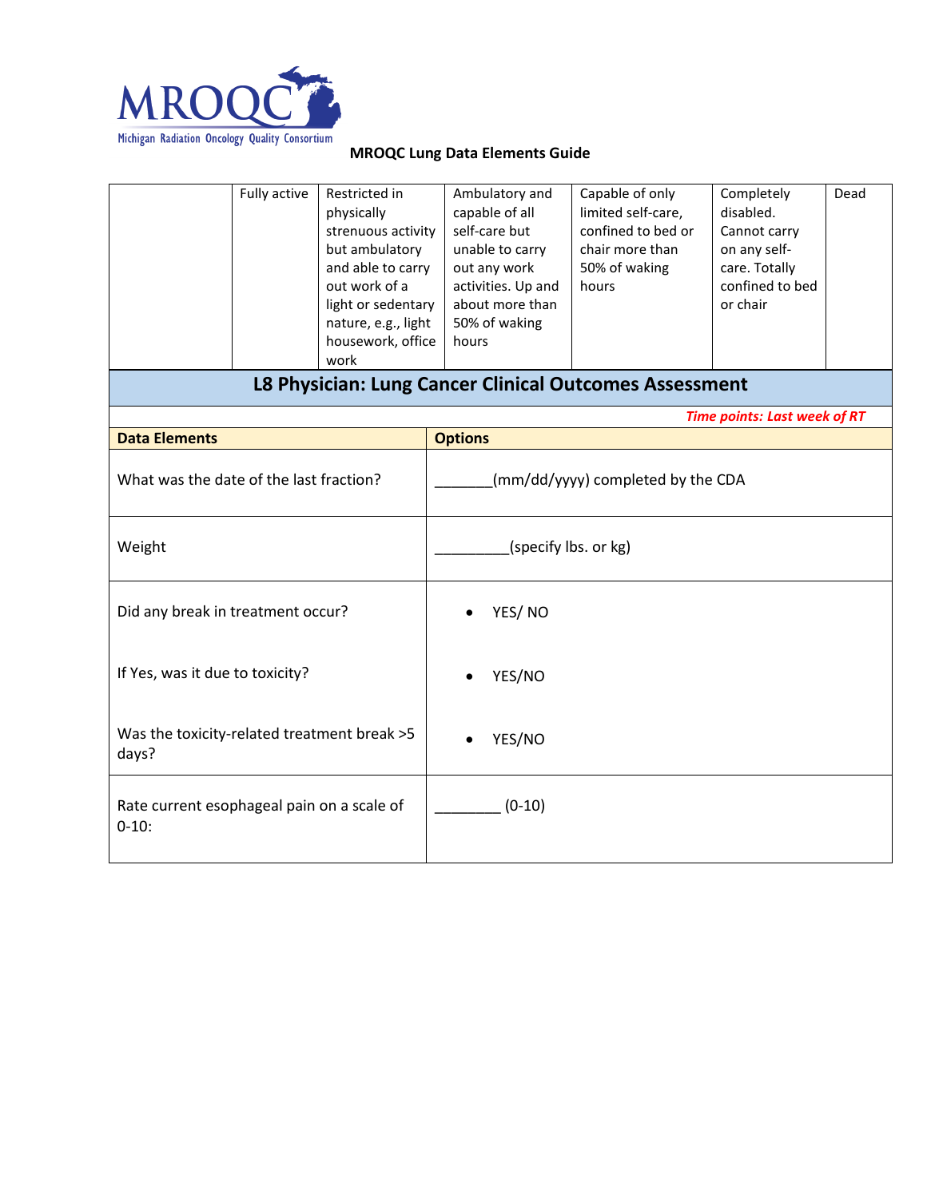MRQOC Lung Data Elements Guide

| | Fully active | Restricted in physically strenuous activity but ambulatory and able to carry out work of a light or sedentary nature, e.g., light housework, office work | Ambulatory and capable of all self-care but unable to carry out any work activities. Up and about more than 50% of waking hours | Capable of only limited self-care, confined to bed or chair more than 50% of waking hours | Completely disabled. Cannot carry on any self-care. Totally confined to bed or chair | Dead |
|---|---|---|---|---|---|---|

## L8 Physician: Lung Cancer Clinical Outcomes Assessment

***Time points: Last week of RT***

| Data Elements | Options |
|---|---|
| What was the date of the last fraction? | _______(mm/dd/yyyy) completed by the CDA |
| Weight | _________(specify lbs. or kg) |
| Did any break in treatment occur?<br><br>If Yes, was it due to toxicity?<br><br>Was the toxicity-related treatment break >5 days? | • YES/ NO<br><br>• YES/NO<br><br>• YES/NO |
| Rate current esophageal pain on a scale of 0-10: | ________ (0-10) |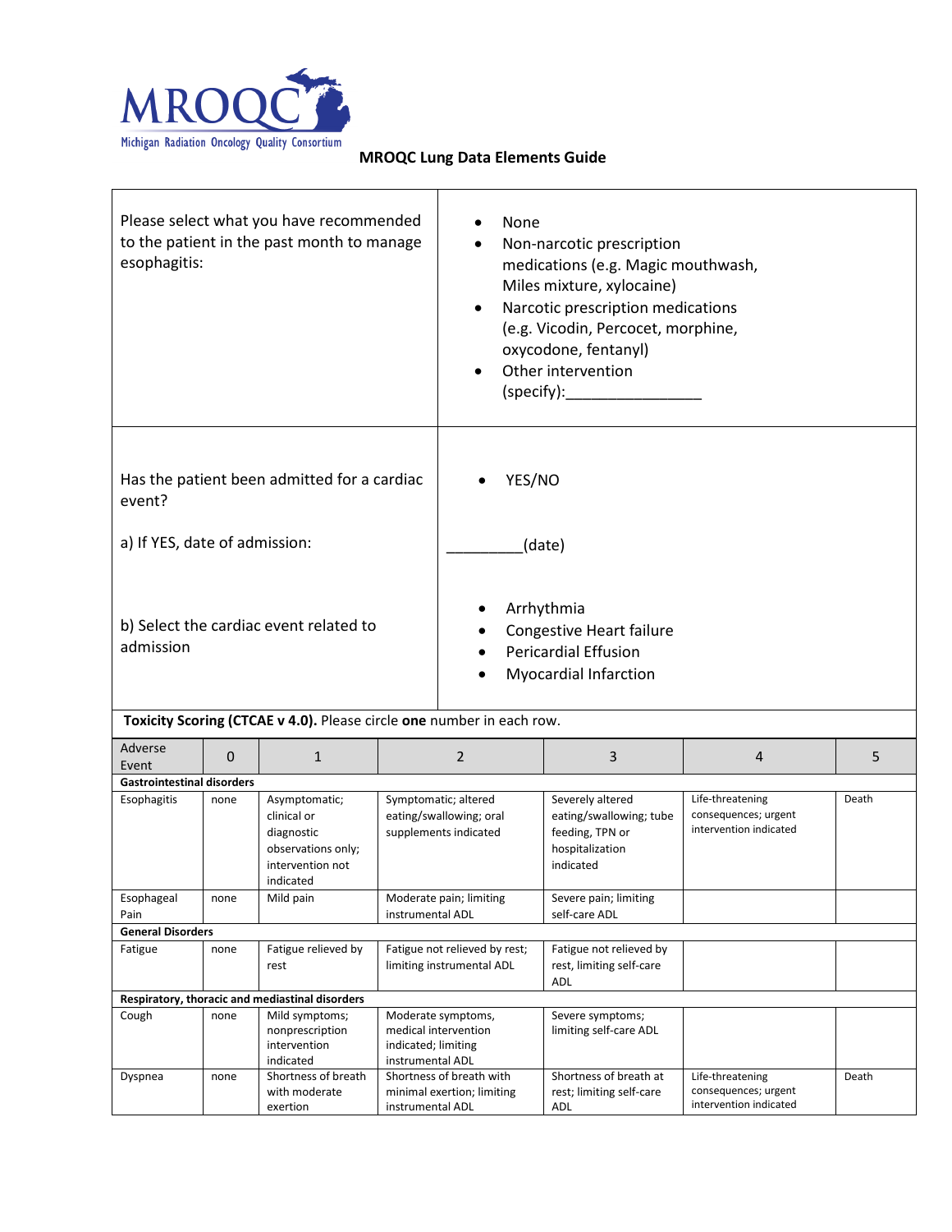MROQC
Michigan Radiation Oncology Quality Consortium

## MROQC Lung Data Elements Guide

| | |
|---|---|
| Please select what you have recommended to the patient in the past month to manage esophagitis: | • None<br>• Non-narcotic prescription medications (e.g. Magic mouthwash, Miles mixture, xylocaine)<br>• Narcotic prescription medications (e.g. Vicodin, Percocet, morphine, oxycodone, fentanyl)<br>• Other intervention (specify):________________ |
| Has the patient been admitted for a cardiac event?<br><br>a) If YES, date of admission:<br><br>b) Select the cardiac event related to admission | • YES/NO<br><br>_________(date)<br><br>• Arrhythmia<br>• Congestive Heart failure<br>• Pericardial Effusion<br>• Myocardial Infarction |

**Toxicity Scoring (CTCAE v 4.0).** Please circle **one** number in each row.

| Adverse Event | 0 | 1 | 2 | 3 | 4 | 5 |
|---|---|---|---|---|---|---|
| **Gastrointestinal disorders** | | | | | | |
| Esophagitis | none | Asymptomatic; clinical or diagnostic observations only; intervention not indicated | Symptomatic; altered eating/swallowing; oral supplements indicated | Severely altered eating/swallowing; tube feeding, TPN or hospitalization indicated | Life-threatening consequences; urgent intervention indicated | Death |
| Esophageal Pain | none | Mild pain | Moderate pain; limiting instrumental ADL | Severe pain; limiting self-care ADL | | |
| **General Disorders** | | | | | | |
| Fatigue | none | Fatigue relieved by rest | Fatigue not relieved by rest; limiting instrumental ADL | Fatigue not relieved by rest, limiting self-care ADL | | |
| **Respiratory, thoracic and mediastinal disorders** | | | | | | |
| Cough | none | Mild symptoms; nonprescription intervention indicated | Moderate symptoms, medical intervention indicated; limiting instrumental ADL | Severe symptoms; limiting self-care ADL | | |
| Dyspnea | none | Shortness of breath with moderate exertion | Shortness of breath with minimal exertion; limiting instrumental ADL | Shortness of breath at rest; limiting self-care ADL | Life-threatening consequences; urgent intervention indicated | Death |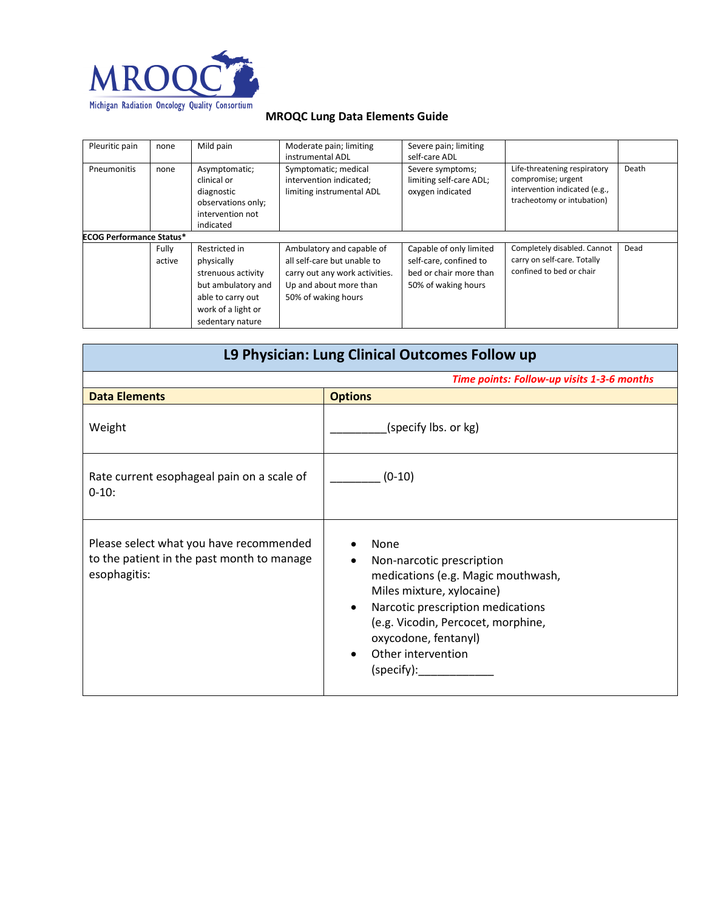**MROQC Lung Data Elements Guide**

| | | | | | | |
|---|---|---|---|---|---|---|
| Pleuritic pain | none | Mild pain | Moderate pain; limiting instrumental ADL | Severe pain; limiting self-care ADL | | |
| Pneumonitis | none | Asymptomatic; clinical or diagnostic observations only; intervention not indicated | Symptomatic; medical intervention indicated; limiting instrumental ADL | Severe symptoms; limiting self-care ADL; oxygen indicated | Life-threatening respiratory compromise; urgent intervention indicated (e.g., tracheotomy or intubation) | Death |
| **ECOG Performance Status*** | | | | | | |
| | Fully active | Restricted in physically strenuous activity but ambulatory and able to carry out work of a light or sedentary nature | Ambulatory and capable of all self-care but unable to carry out any work activities. Up and about more than 50% of waking hours | Capable of only limited self-care, confined to bed or chair more than 50% of waking hours | Completely disabled. Cannot carry on self-care. Totally confined to bed or chair | Dead |

## L9 Physician: Lung Clinical Outcomes Follow up

*Time points: Follow-up visits 1-3-6 months*

| Data Elements | Options |
|---|---|
| Weight | _________(specify lbs. or kg) |
| Rate current esophageal pain on a scale of 0-10: | ________ (0-10) |
| Please select what you have recommended to the patient in the past month to manage esophagitis: | • None<br>• Non-narcotic prescription medications (e.g. Magic mouthwash, Miles mixture, xylocaine)<br>• Narcotic prescription medications (e.g. Vicodin, Percocet, morphine, oxycodone, fentanyl)<br>• Other intervention (specify):____________ |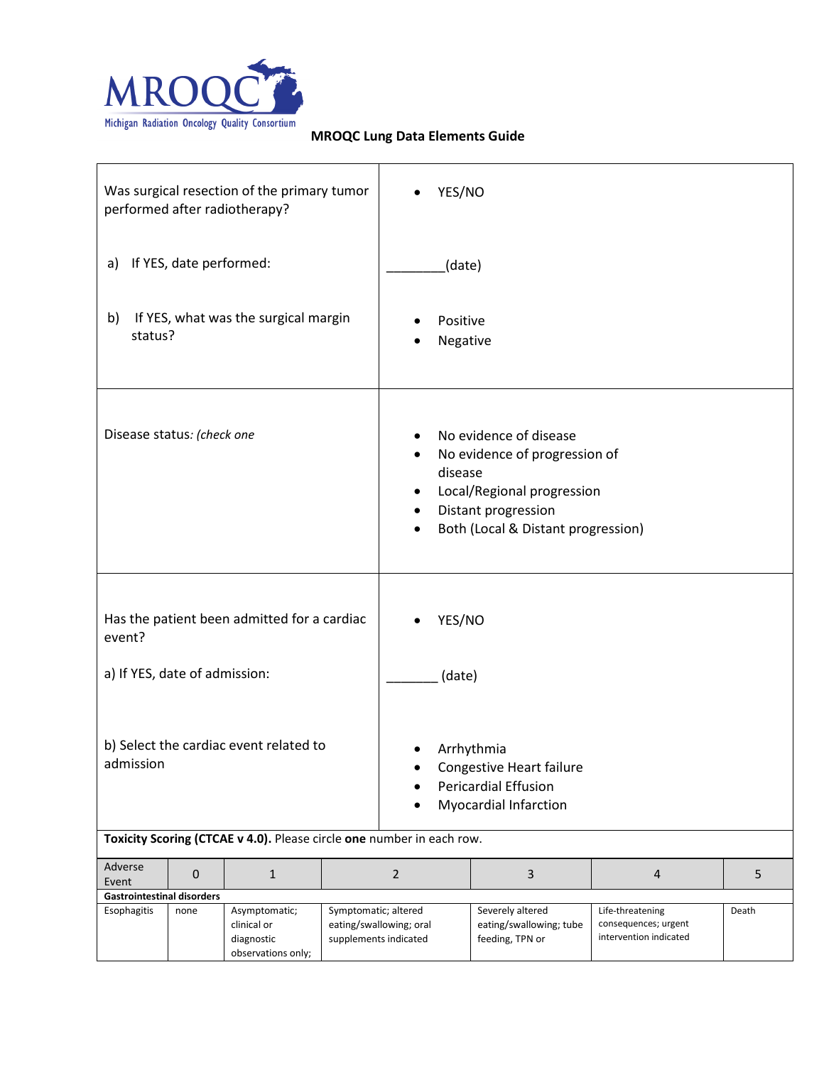MRQOC Michigan Radiation Oncology Quality Consortium

## MRQOC Lung Data Elements Guide

| | |
|---|---|
| Was surgical resection of the primary tumor performed after radiotherapy?<br><br>a) If YES, date performed:<br><br>b) If YES, what was the surgical margin status? | • YES/NO<br><br>________(date)<br><br>• Positive<br>• Negative |
| Disease status: *(check one* | • No evidence of disease<br>• No evidence of progression of disease<br>• Local/Regional progression<br>• Distant progression<br>• Both (Local & Distant progression) |
| Has the patient been admitted for a cardiac event?<br><br>a) If YES, date of admission:<br><br>b) Select the cardiac event related to admission | • YES/NO<br><br>_______ (date)<br><br>• Arrhythmia<br>• Congestive Heart failure<br>• Pericardial Effusion<br>• Myocardial Infarction |

**Toxicity Scoring (CTCAE v 4.0).** Please circle **one** number in each row.

| Adverse Event | 0 | 1 | 2 | 3 | 4 | 5 |
|---|---|---|---|---|---|---|
| **Gastrointestinal disorders** | | | | | | |
| Esophagitis | none | Asymptomatic; clinical or diagnostic observations only; | Symptomatic; altered eating/swallowing; oral supplements indicated | Severely altered eating/swallowing; tube feeding, TPN or | Life-threatening consequences; urgent intervention indicated | Death |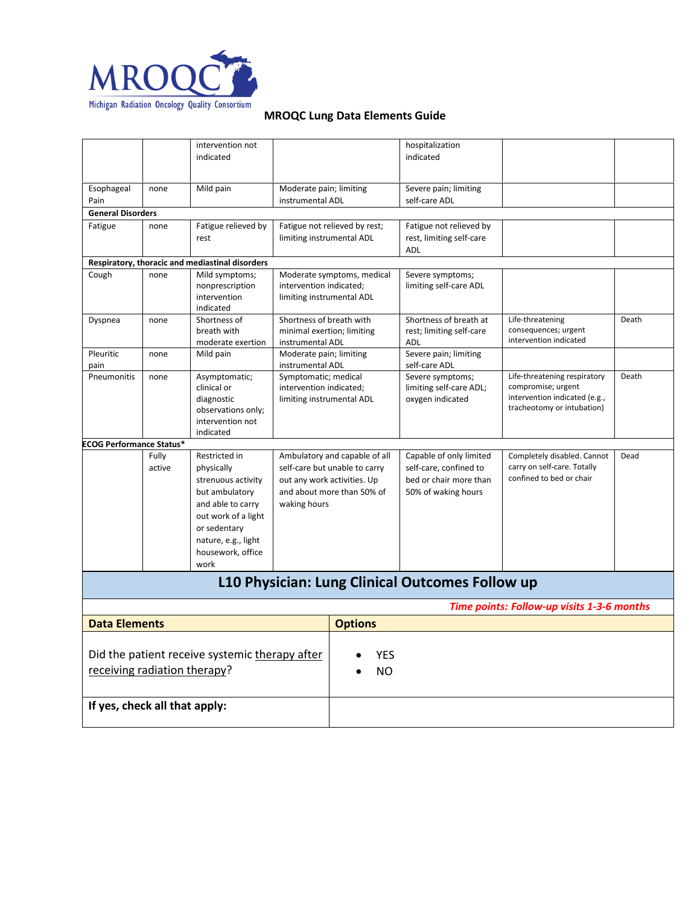| | | | | | | |
|---|---|---|---|---|---|---|
| | | intervention not indicated | | hospitalization indicated | | |
| Esophageal Pain | none | Mild pain | Moderate pain; limiting instrumental ADL | Severe pain; limiting self-care ADL | | |
| **General Disorders** | | | | | | |
| Fatigue | none | Fatigue relieved by rest | Fatigue not relieved by rest; limiting instrumental ADL | Fatigue not relieved by rest, limiting self-care ADL | | |
| **Respiratory, thoracic and mediastinal disorders** | | | | | | |
| Cough | none | Mild symptoms; nonprescription intervention indicated | Moderate symptoms, medical intervention indicated; limiting instrumental ADL | Severe symptoms; limiting self-care ADL | | |
| Dyspnea | none | Shortness of breath with moderate exertion | Shortness of breath with minimal exertion; limiting instrumental ADL | Shortness of breath at rest; limiting self-care ADL | Life-threatening consequences; urgent intervention indicated | Death |
| Pleuritic pain | none | Mild pain | Moderate pain; limiting instrumental ADL | Severe pain; limiting self-care ADL | | |
| Pneumonitis | none | Asymptomatic; clinical or diagnostic observations only; intervention not indicated | Symptomatic; medical intervention indicated; limiting instrumental ADL | Severe symptoms; limiting self-care ADL; oxygen indicated | Life-threatening respiratory compromise; urgent intervention indicated (e.g., tracheotomy or intubation) | Death |
| **ECOG Performance Status*** | | | | | | |
| | Fully active | Restricted in physically strenuous activity but ambulatory and able to carry out work of a light or sedentary nature, e.g., light housework, office work | Ambulatory and capable of all self-care but unable to carry out any work activities. Up and about more than 50% of waking hours | Capable of only limited self-care, confined to bed or chair more than 50% of waking hours | Completely disabled. Cannot carry on self-care. Totally confined to bed or chair | Dead |

## L10 Physician: Lung Clinical Outcomes Follow up

*Time points: Follow-up visits 1-3-6 months*

| Data Elements | Options |
|---|---|
| Did the patient receive systemic therapy after receiving radiation therapy? | • YES<br>• NO |
| **If yes, check all that apply:** | |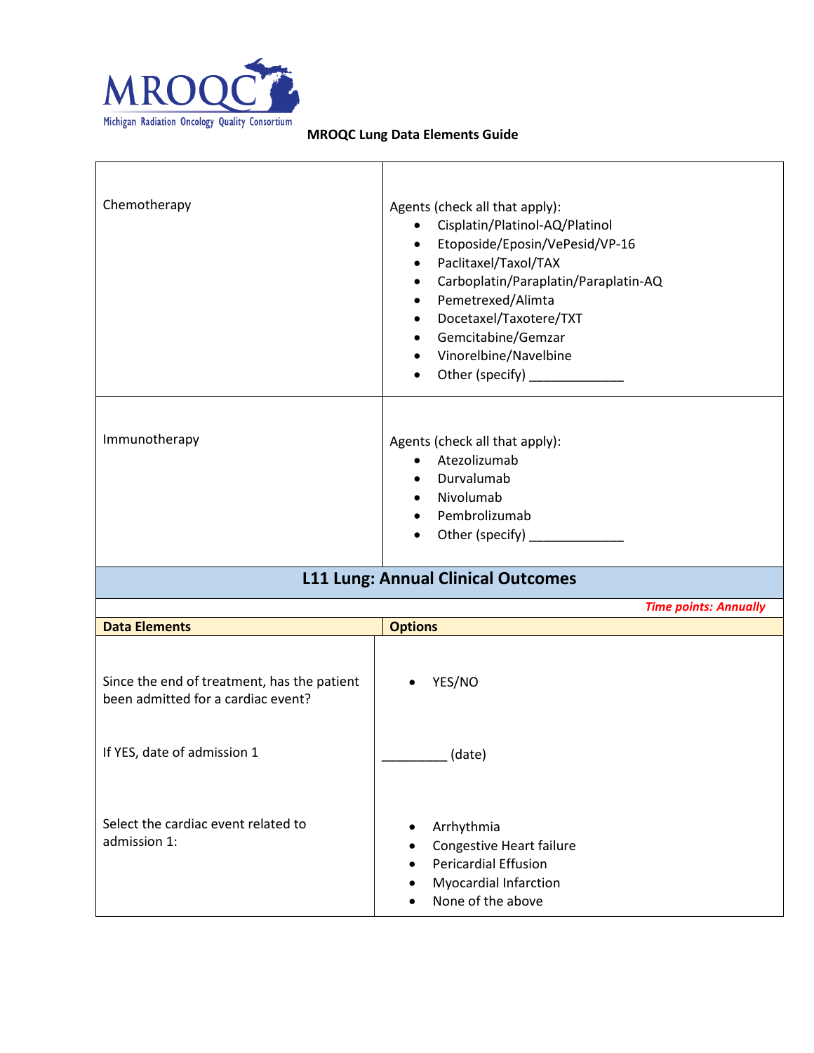| | |
|---|---|
| Chemotherapy | Agents (check all that apply):<br>• Cisplatin/Platinol-AQ/Platinol<br>• Etoposide/Eposin/VePesid/VP-16<br>• Paclitaxel/Taxol/TAX<br>• Carboplatin/Paraplatin/Paraplatin-AQ<br>• Pemetrexed/Alimta<br>• Docetaxel/Taxotere/TXT<br>• Gemcitabine/Gemzar<br>• Vinorelbine/Navelbine<br>• Other (specify) _____________ |
| Immunotherapy | Agents (check all that apply):<br>• Atezolizumab<br>• Durvalumab<br>• Nivolumab<br>• Pembrolizumab<br>• Other (specify) _____________ |

## L11 Lung: Annual Clinical Outcomes

***Time points: Annually***

| **Data Elements** | **Options** |
|---|---|
| Since the end of treatment, has the patient been admitted for a cardiac event? | • YES/NO |
| If YES, date of admission 1 | _________ (date) |
| Select the cardiac event related to admission 1: | • Arrhythmia<br>• Congestive Heart failure<br>• Pericardial Effusion<br>• Myocardial Infarction<br>• None of the above |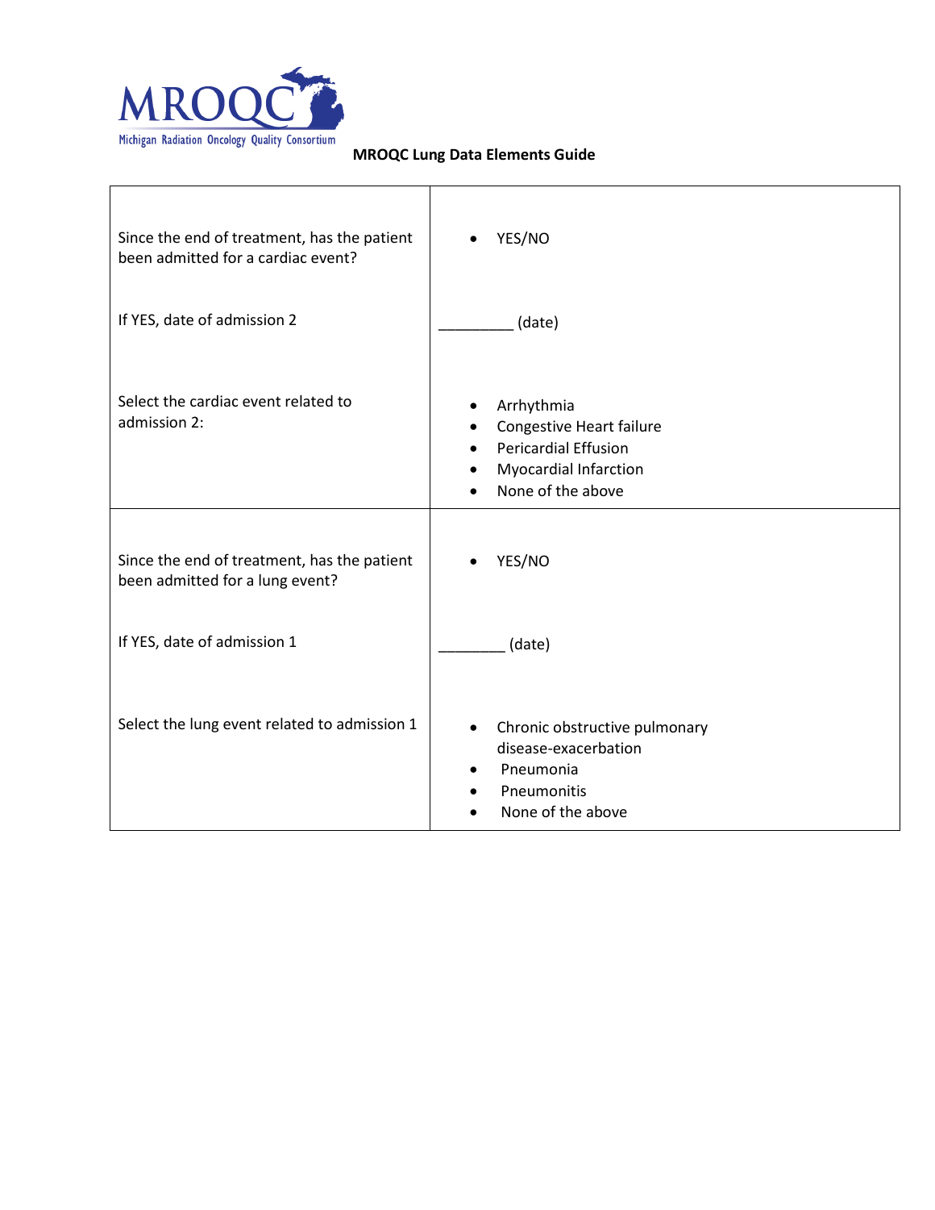**MROQC Lung Data Elements Guide**

| | |
|---|---|
| Since the end of treatment, has the patient been admitted for a cardiac event?<br><br>If YES, date of admission 2<br><br>Select the cardiac event related to admission 2: | • YES/NO<br><br>_________ (date)<br><br>• Arrhythmia<br>• Congestive Heart failure<br>• Pericardial Effusion<br>• Myocardial Infarction<br>• None of the above |
| Since the end of treatment, has the patient been admitted for a lung event?<br><br>If YES, date of admission 1<br><br>Select the lung event related to admission 1 | • YES/NO<br><br>________ (date)<br><br>• Chronic obstructive pulmonary disease-exacerbation<br>• Pneumonia<br>• Pneumonitis<br>• None of the above |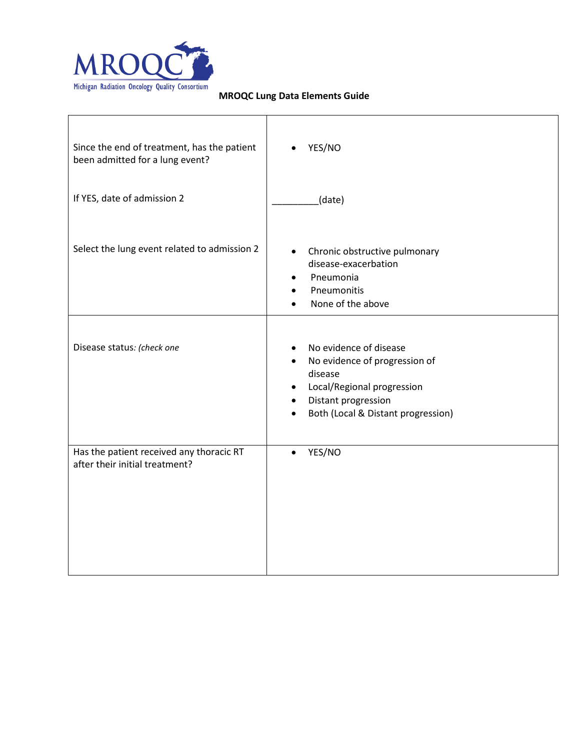**MROQC Lung Data Elements Guide**

| | |
|---|---|
| Since the end of treatment, has the patient been admitted for a lung event?<br><br>If YES, date of admission 2<br><br>Select the lung event related to admission 2 | • YES/NO<br><br>_________(date)<br><br>• Chronic obstructive pulmonary disease-exacerbation<br>• Pneumonia<br>• Pneumonitis<br>• None of the above |
| Disease status: *(check one* | • No evidence of disease<br>• No evidence of progression of disease<br>• Local/Regional progression<br>• Distant progression<br>• Both (Local & Distant progression) |
| Has the patient received any thoracic RT after their initial treatment? | • YES/NO |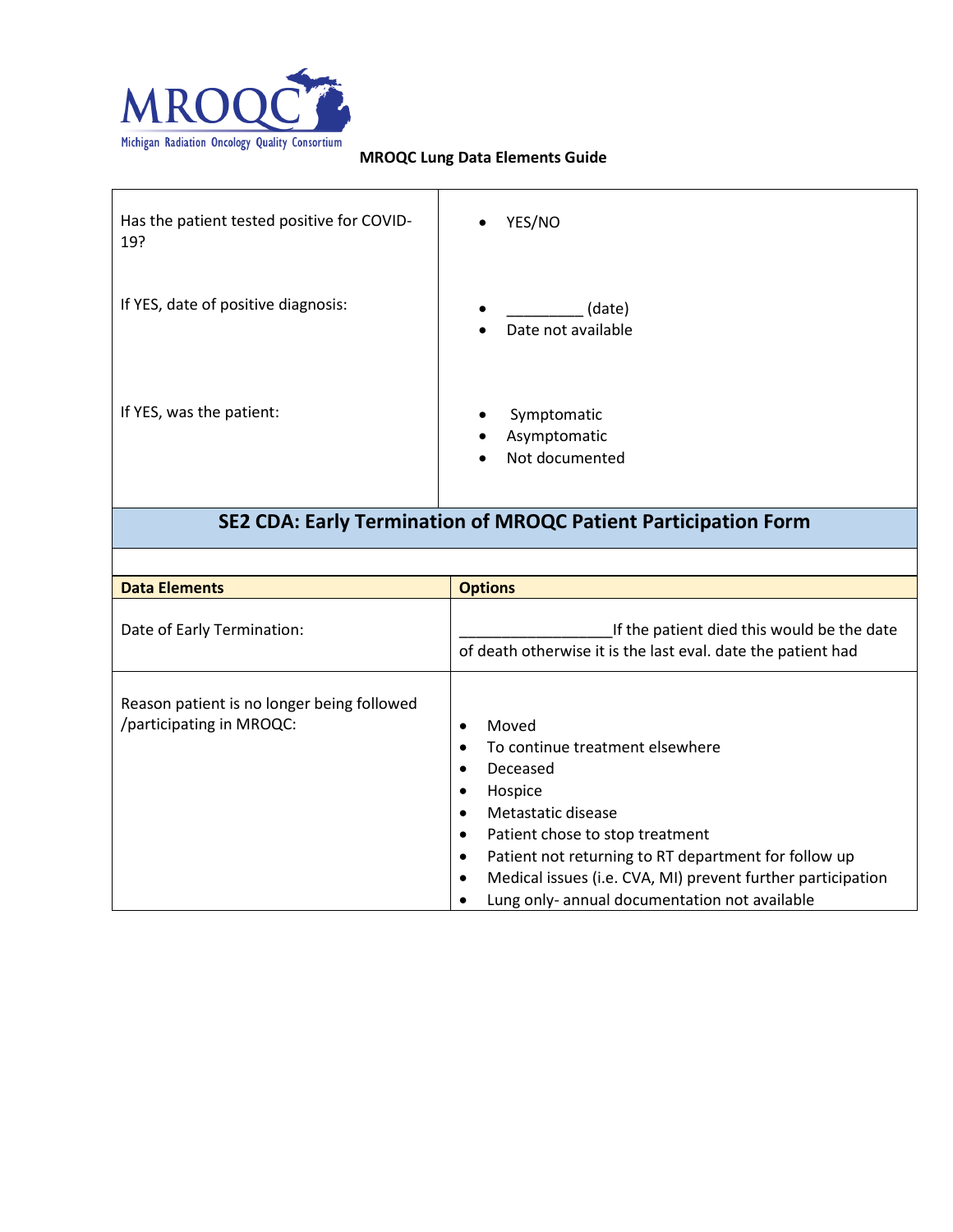**MROQC Lung Data Elements Guide**

| | |
|---|---|
| Has the patient tested positive for COVID-19? | • YES/NO |
| If YES, date of positive diagnosis: | • _________ (date)<br>• Date not available |
| If YES, was the patient: | • Symptomatic<br>• Asymptomatic<br>• Not documented |

## SE2 CDA: Early Termination of MROQC Patient Participation Form

| Data Elements | Options |
|---|---|
| Date of Early Termination: | __________________If the patient died this would be the date of death otherwise it is the last eval. date the patient had |
| Reason patient is no longer being followed /participating in MROQC: | • Moved<br>• To continue treatment elsewhere<br>• Deceased<br>• Hospice<br>• Metastatic disease<br>• Patient chose to stop treatment<br>• Patient not returning to RT department for follow up<br>• Medical issues (i.e. CVA, MI) prevent further participation<br>• Lung only- annual documentation not available |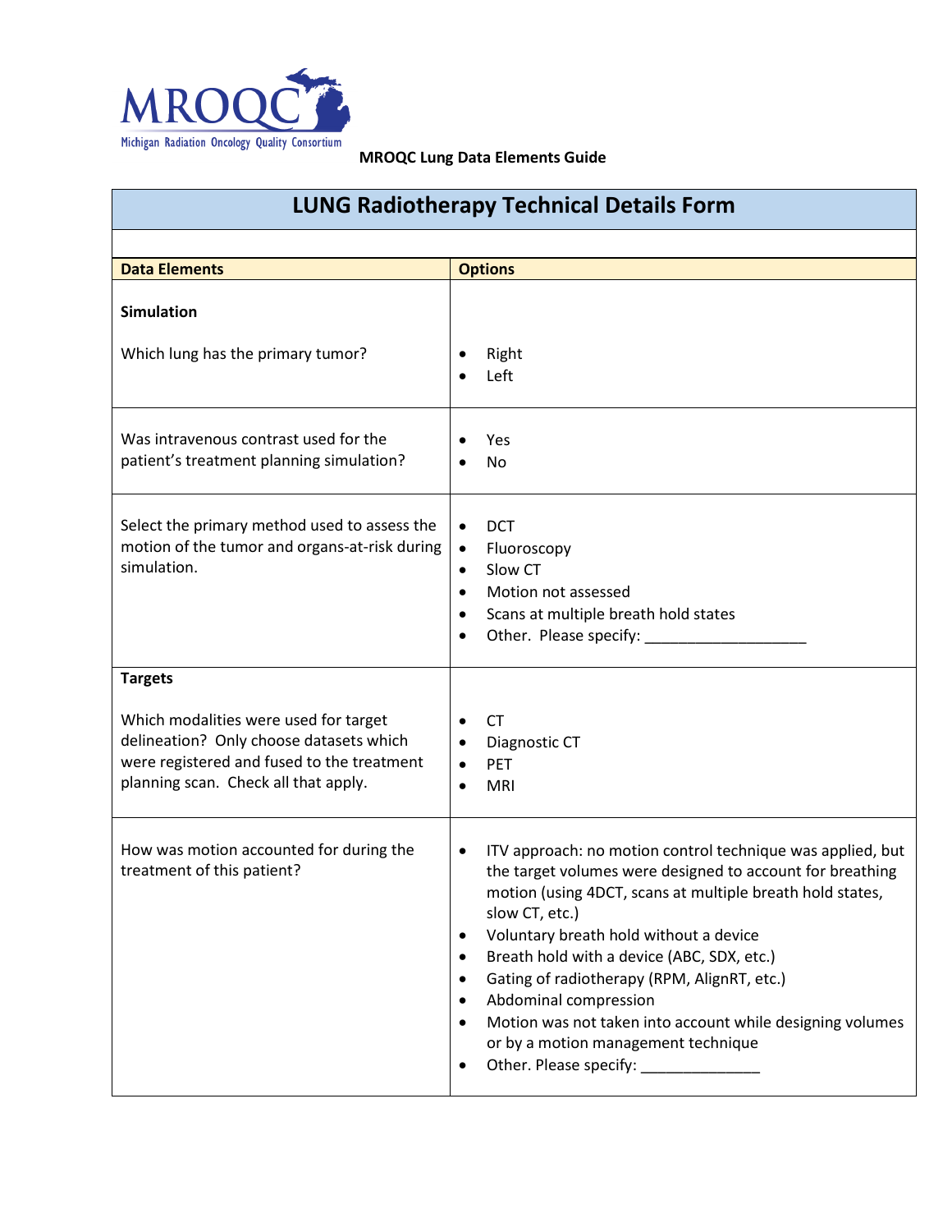MROQC Michigan Radiation Oncology Quality Consortium

**MROQC Lung Data Elements Guide**

| LUNG Radiotherapy Technical Details Form | |
|---|---|
| **Data Elements** | **Options** |
| **Simulation**<br><br>Which lung has the primary tumor? | • Right<br>• Left |
| Was intravenous contrast used for the patient's treatment planning simulation? | • Yes<br>• No |
| Select the primary method used to assess the motion of the tumor and organs-at-risk during simulation. | • DCT<br>• Fluoroscopy<br>• Slow CT<br>• Motion not assessed<br>• Scans at multiple breath hold states<br>• Other. Please specify: ___________________ |
| **Targets**<br><br>Which modalities were used for target delineation? Only choose datasets which were registered and fused to the treatment planning scan. Check all that apply. | • CT<br>• Diagnostic CT<br>• PET<br>• MRI |
| How was motion accounted for during the treatment of this patient? | • ITV approach: no motion control technique was applied, but the target volumes were designed to account for breathing motion (using 4DCT, scans at multiple breath hold states, slow CT, etc.)<br>• Voluntary breath hold without a device<br>• Breath hold with a device (ABC, SDX, etc.)<br>• Gating of radiotherapy (RPM, AlignRT, etc.)<br>• Abdominal compression<br>• Motion was not taken into account while designing volumes or by a motion management technique<br>• Other. Please specify: ______________ |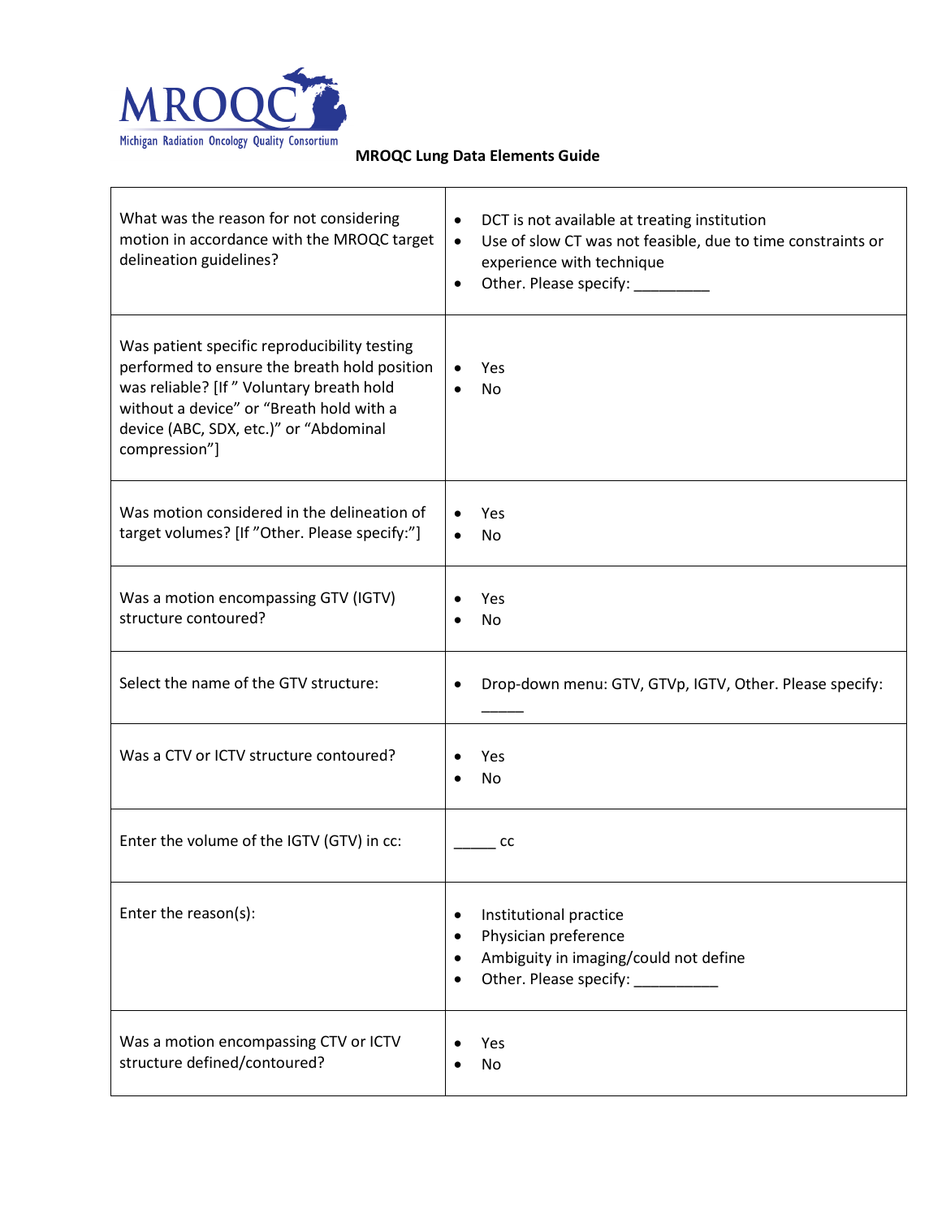MRQOC Michigan Radiation Oncology Quality Consortium

**MROQC Lung Data Elements Guide**

| | |
|---|---|
| What was the reason for not considering motion in accordance with the MROQC target delineation guidelines? | • DCT is not available at treating institution<br>• Use of slow CT was not feasible, due to time constraints or experience with technique<br>• Other. Please specify: _________ |
| Was patient specific reproducibility testing performed to ensure the breath hold position was reliable? [If " Voluntary breath hold without a device" or "Breath hold with a device (ABC, SDX, etc.)" or "Abdominal compression"] | • Yes<br>• No |
| Was motion considered in the delineation of target volumes? [If "Other. Please specify:"] | • Yes<br>• No |
| Was a motion encompassing GTV (IGTV) structure contoured? | • Yes<br>• No |
| Select the name of the GTV structure: | • Drop-down menu: GTV, GTVp, IGTV, Other. Please specify: _____ |
| Was a CTV or ICTV structure contoured? | • Yes<br>• No |
| Enter the volume of the IGTV (GTV) in cc: | _____ cc |
| Enter the reason(s): | • Institutional practice<br>• Physician preference<br>• Ambiguity in imaging/could not define<br>• Other. Please specify: __________ |
| Was a motion encompassing CTV or ICTV structure defined/contoured? | • Yes<br>• No |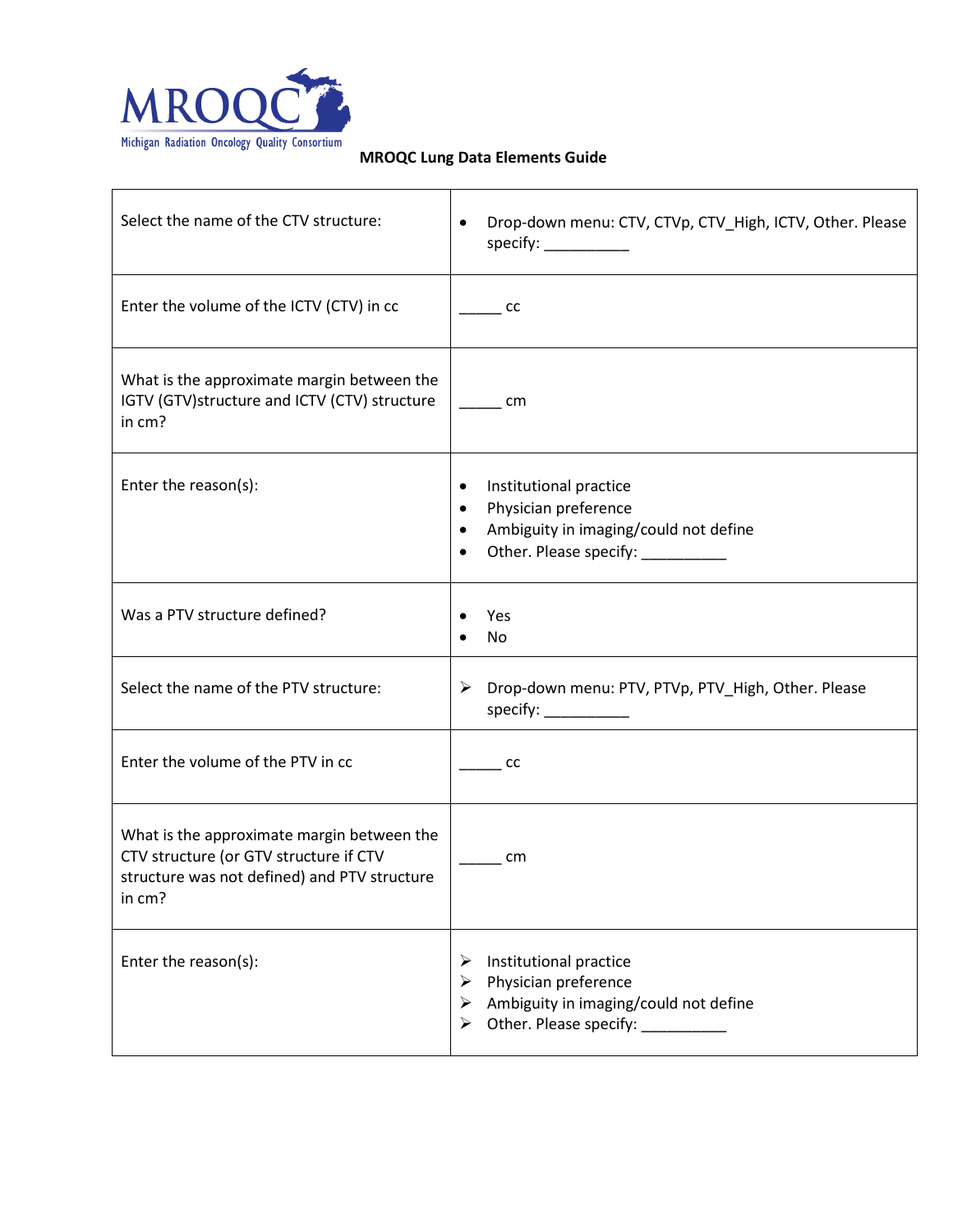**MROQC Lung Data Elements Guide**

| | |
|---|---|
| Select the name of the CTV structure: | • Drop-down menu: CTV, CTVp, CTV_High, ICTV, Other. Please specify: __________ |
| Enter the volume of the ICTV (CTV) in cc | _____ cc |
| What is the approximate margin between the IGTV (GTV)structure and ICTV (CTV) structure in cm? | _____ cm |
| Enter the reason(s): | • Institutional practice<br>• Physician preference<br>• Ambiguity in imaging/could not define<br>• Other. Please specify: __________ |
| Was a PTV structure defined? | • Yes<br>• No |
| Select the name of the PTV structure: | ➢ Drop-down menu: PTV, PTVp, PTV_High, Other. Please specify: __________ |
| Enter the volume of the PTV in cc | _____ cc |
| What is the approximate margin between the CTV structure (or GTV structure if CTV structure was not defined) and PTV structure in cm? | _____ cm |
| Enter the reason(s): | ➢ Institutional practice<br>➢ Physician preference<br>➢ Ambiguity in imaging/could not define<br>➢ Other. Please specify: __________ |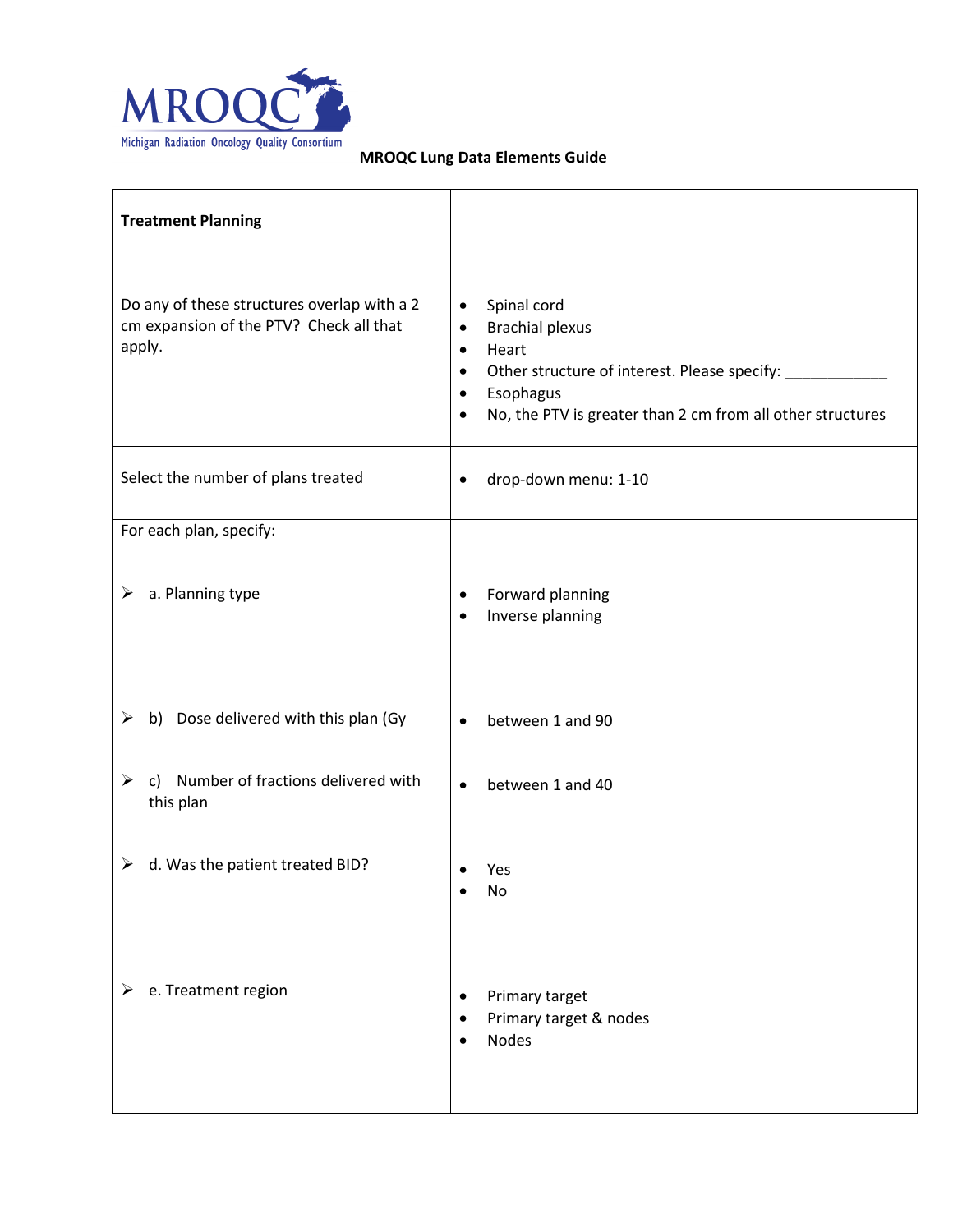**MROQC Lung Data Elements Guide**

| **Treatment Planning** | |
|---|---|
| Do any of these structures overlap with a 2 cm expansion of the PTV? Check all that apply. | • Spinal cord<br>• Brachial plexus<br>• Heart<br>• Other structure of interest. Please specify: ____________<br>• Esophagus<br>• No, the PTV is greater than 2 cm from all other structures |
| Select the number of plans treated | • drop-down menu: 1-10 |
| For each plan, specify:<br><br>➢ a. Planning type | <br><br>• Forward planning<br>• Inverse planning |
| ➢ b) Dose delivered with this plan (Gy | • between 1 and 90 |
| ➢ c) Number of fractions delivered with this plan | • between 1 and 40 |
| ➢ d. Was the patient treated BID? | • Yes<br>• No |
| ➢ e. Treatment region | • Primary target<br>• Primary target & nodes<br>• Nodes |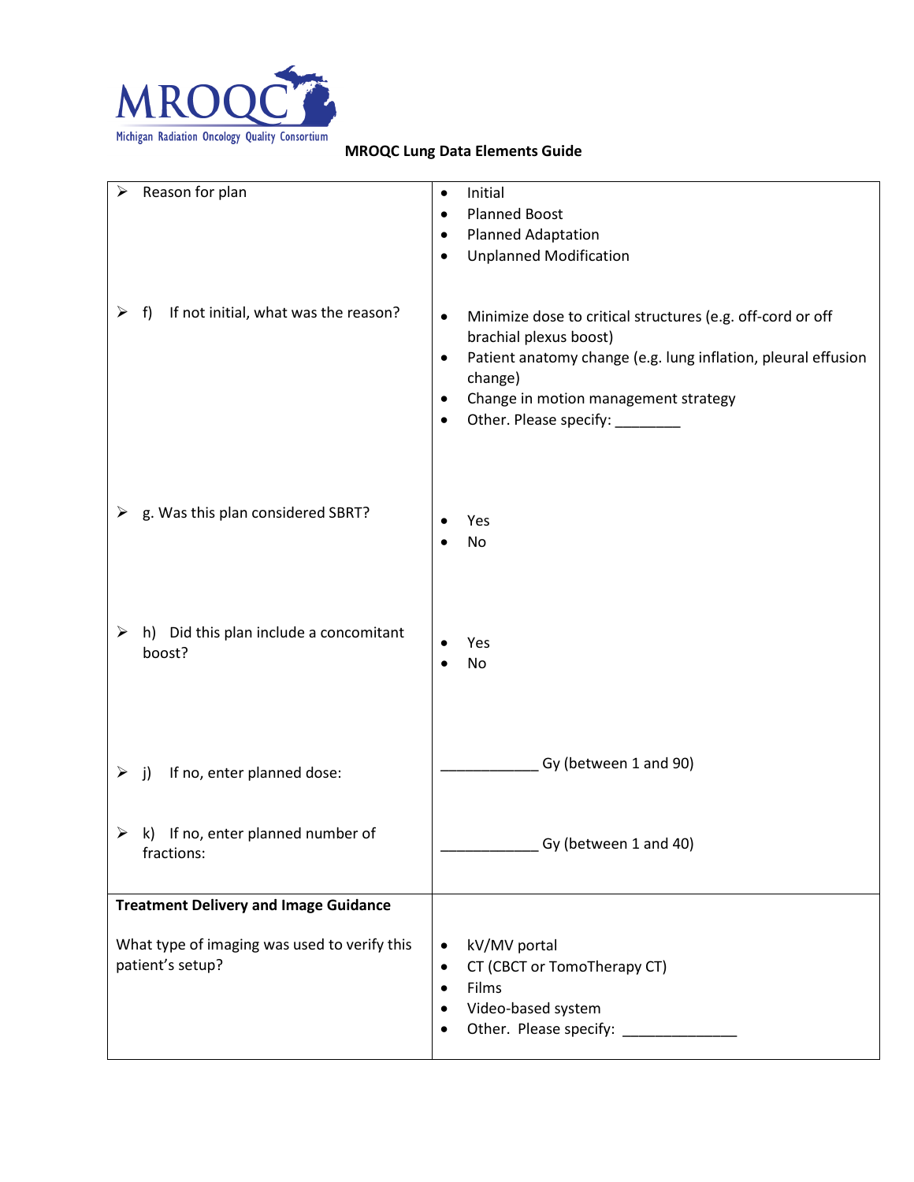**MROQC Lung Data Elements Guide**

| | |
|---|---|
| ➢ Reason for plan | • Initial<br>• Planned Boost<br>• Planned Adaptation<br>• Unplanned Modification |
| ➢ f) If not initial, what was the reason? | • Minimize dose to critical structures (e.g. off-cord or off brachial plexus boost)<br>• Patient anatomy change (e.g. lung inflation, pleural effusion change)<br>• Change in motion management strategy<br>• Other. Please specify: ________ |
| ➢ g. Was this plan considered SBRT? | • Yes<br>• No |
| ➢ h) Did this plan include a concomitant boost? | • Yes<br>• No |
| ➢ j) If no, enter planned dose: | ____________ Gy (between 1 and 90) |
| ➢ k) If no, enter planned number of fractions: | ____________ Gy (between 1 and 40) |
| **Treatment Delivery and Image Guidance**<br><br>What type of imaging was used to verify this patient's setup? | • kV/MV portal<br>• CT (CBCT or TomoTherapy CT)<br>• Films<br>• Video-based system<br>• Other. Please specify: ______________ |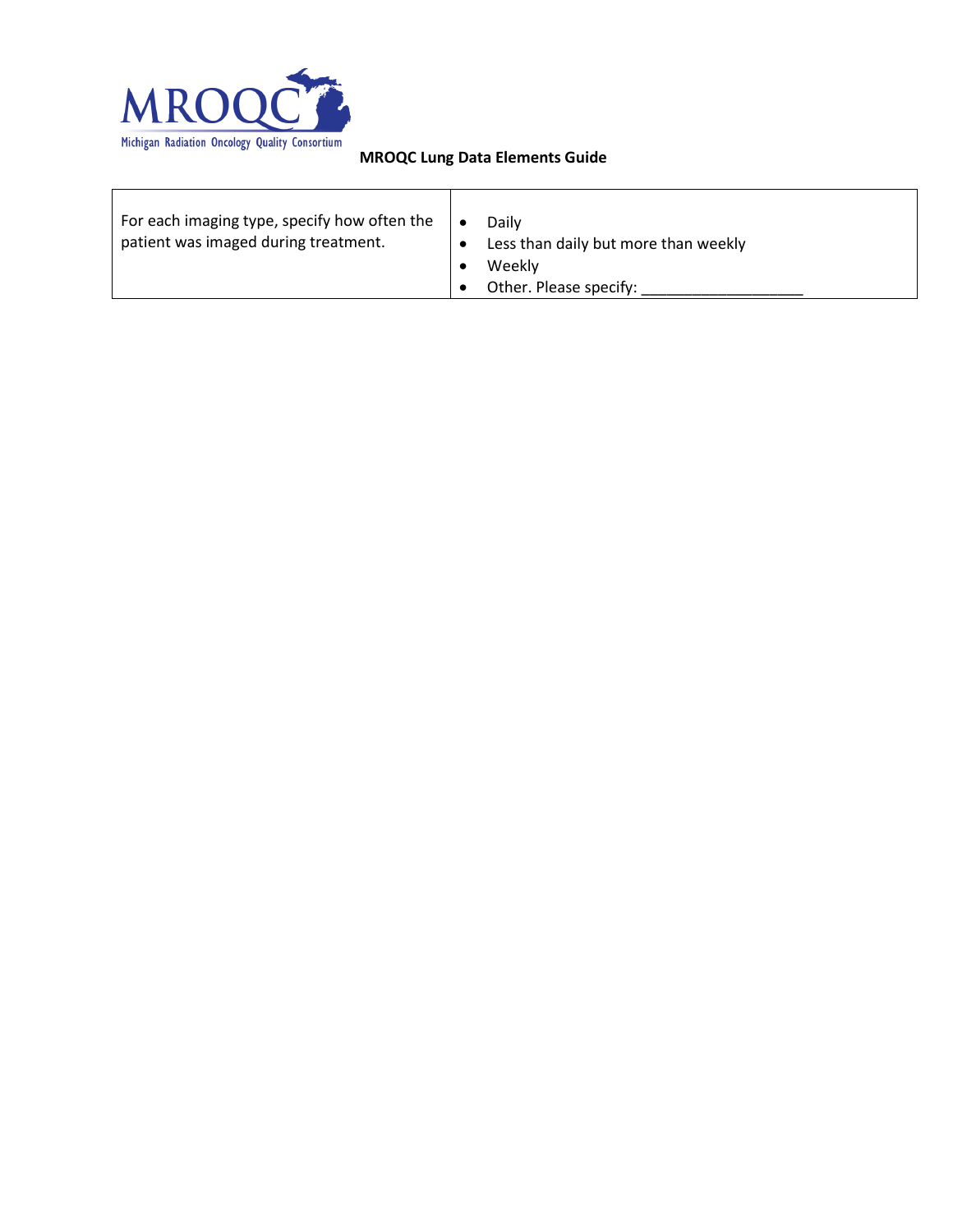| | |
|---|---|
| For each imaging type, specify how often the patient was imaged during treatment. | • Daily<br>• Less than daily but more than weekly<br>• Weekly<br>• Other. Please specify: __________________ |